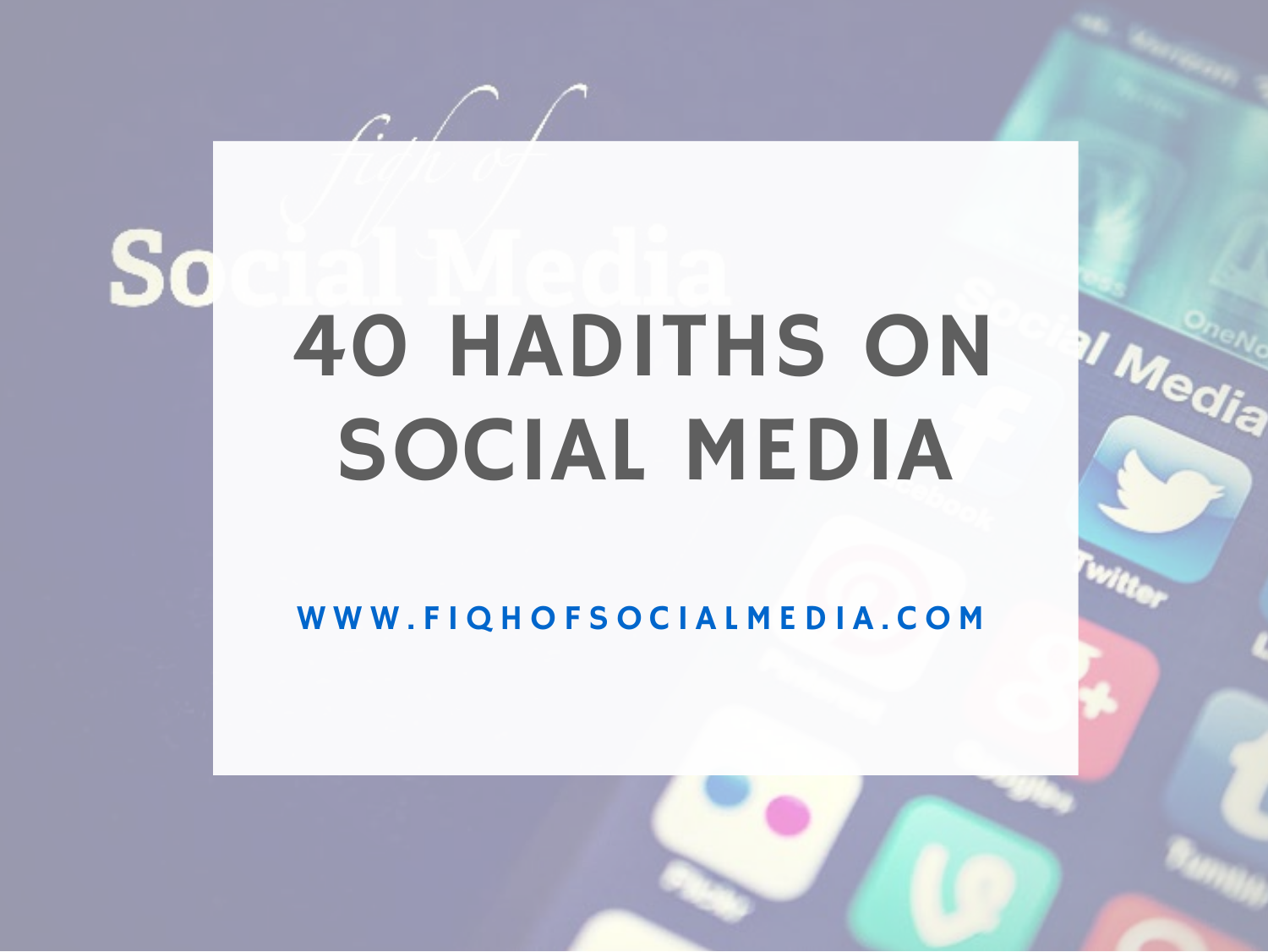# 40 HADITHS ON SOCIAL MEDIA

WWW.FIQHOFSOCIALMEDIA.COM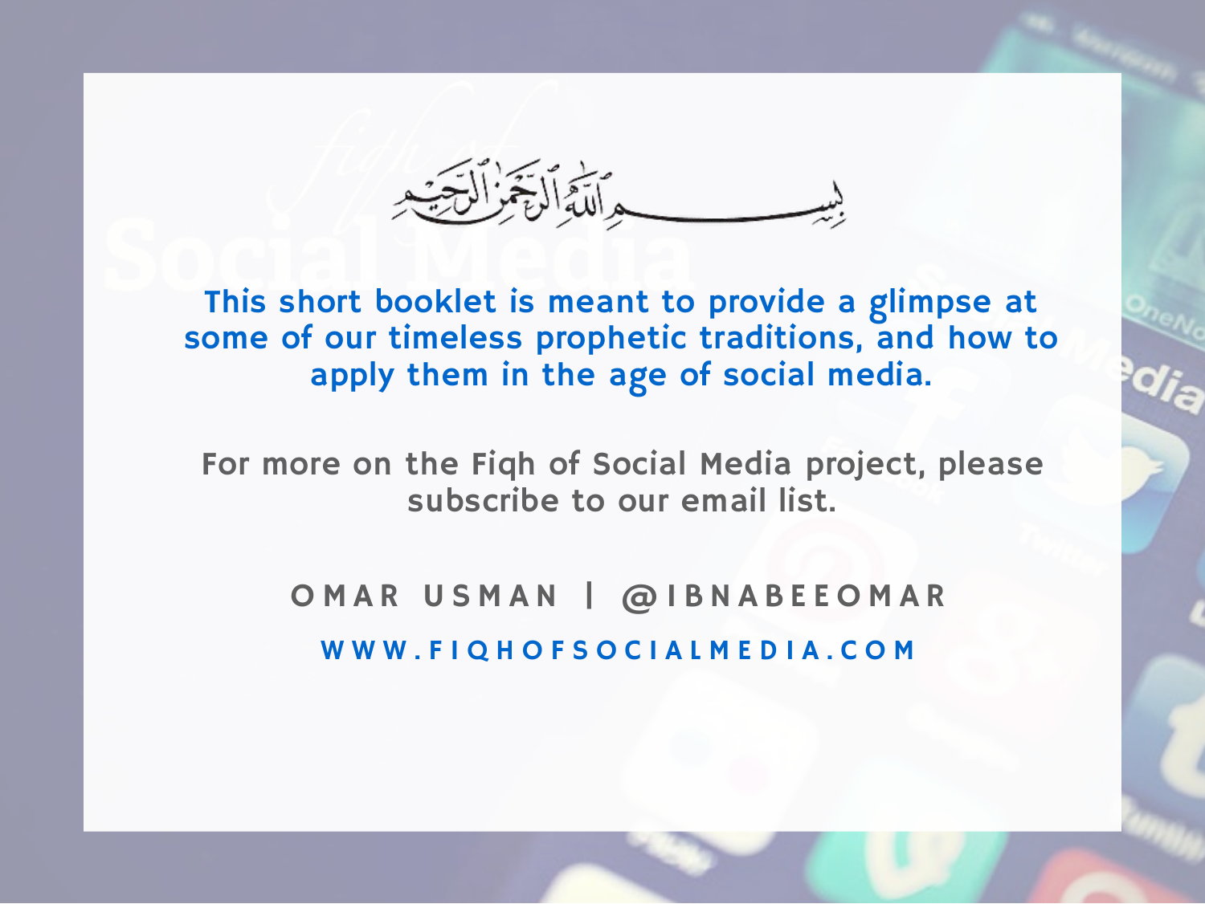بِسْمِ ٱللَّهِ ٱلرَّحْمَٰنِ ٱلرَّحِيمِ

This short booklet is meant to provide a glimpse at some of our timeless prophetic traditions, and how to apply them in the age of social media.

For more on the Fiqh of Social Media project, please subscribe to our email list.

OMAR USMAN | @IBNABEEOMAR

WWW.FIQHOFSOCIALMEDIA.COM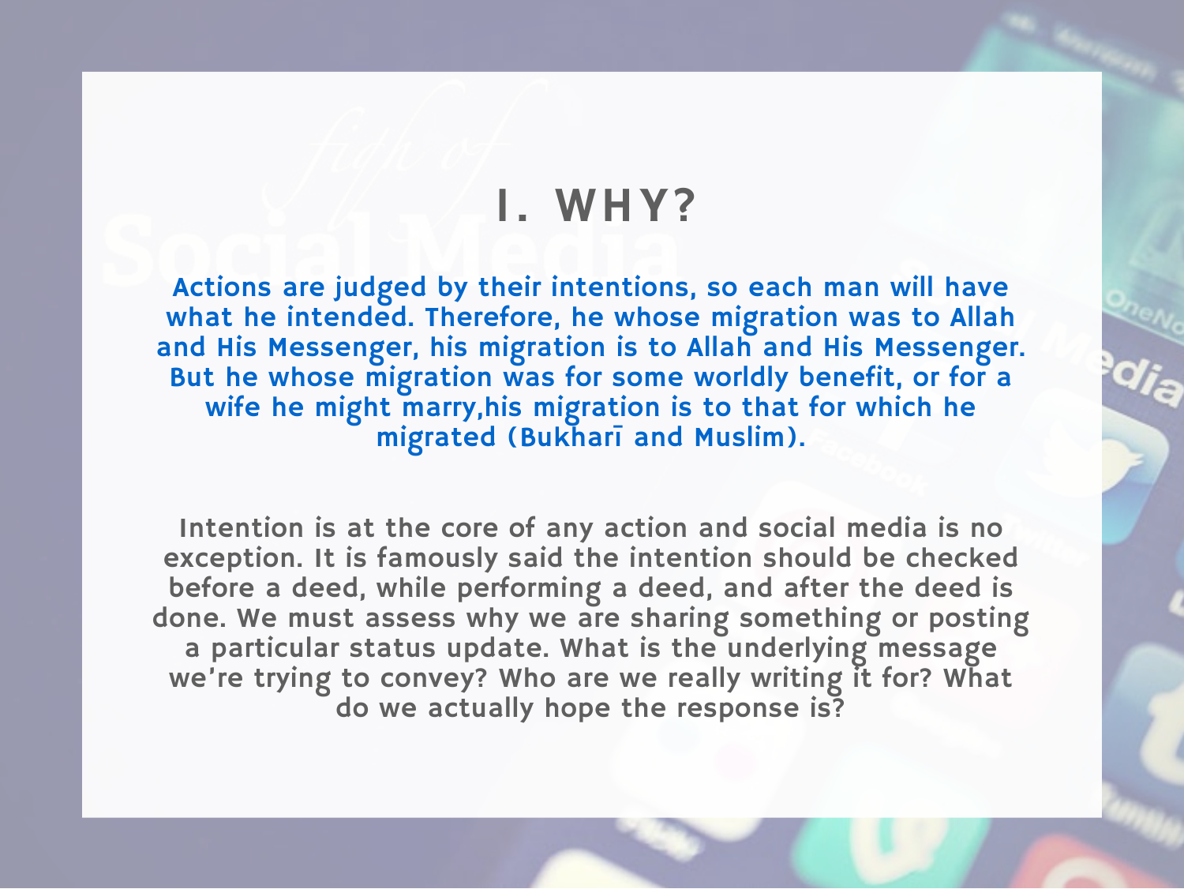# I. WHY?

Actions are judged by their intentions, so each man will have what he intended. Therefore, he whose migration was to Allah and His Messenger, his migration is to Allah and His Messenger. But he whose migration was for some worldly benefit, or for a wife he might marry,his migration is to that for which he migrated (Bukharī and Muslim).

Intention is at the core of any action and social media is no exception. It is famously said the intention should be checked before a deed, while performing a deed, and after the deed is done. We must assess why we are sharing something or posting a particular status update. What is the underlying message we're trying to convey? Who are we really writing it for? What do we actually hope the response is?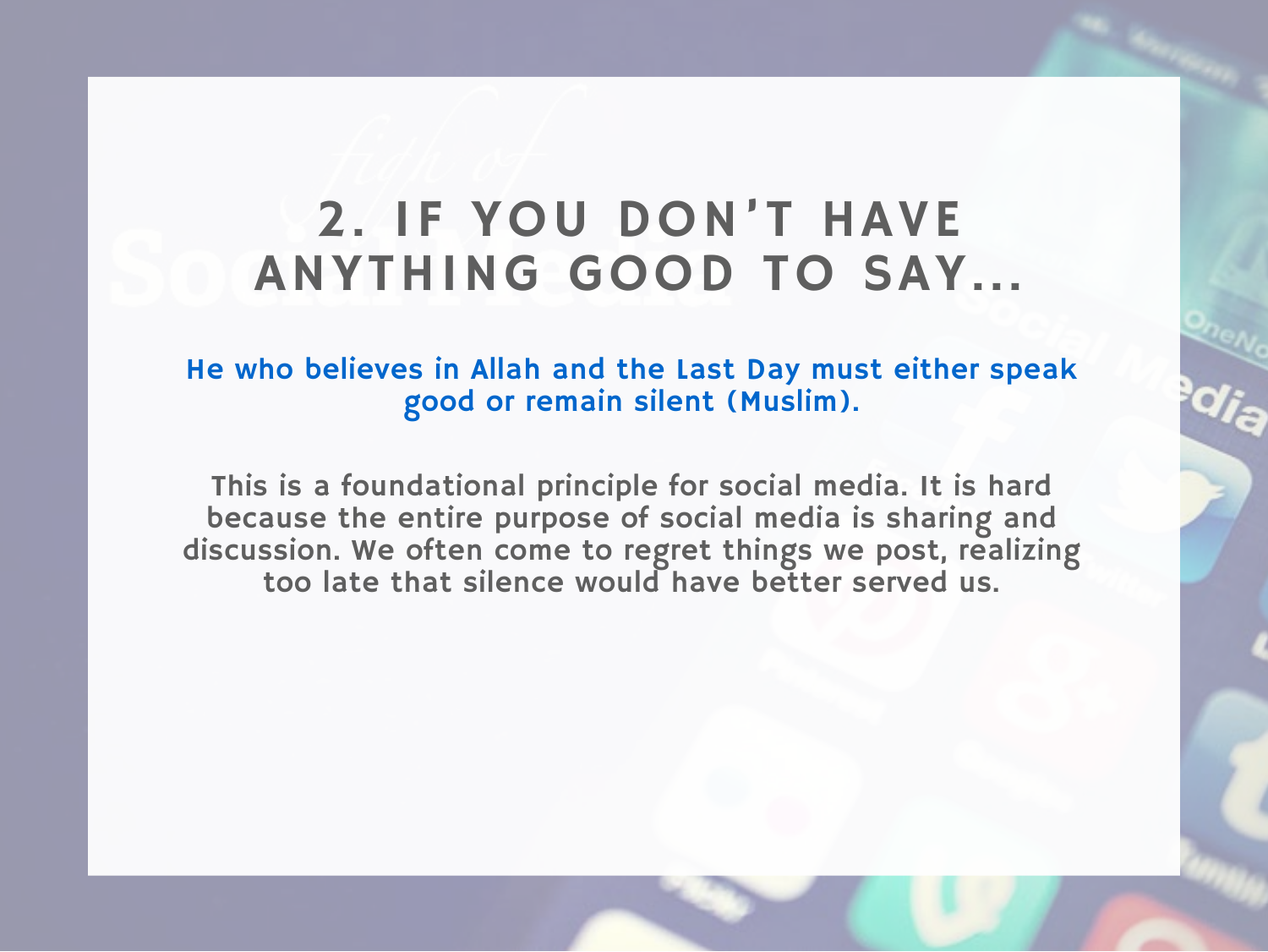## 2. IF YOU DON'T HAVE ANYTHING GOOD TO SAY...

He who believes in Allah and the Last Day must either speak good or remain silent (Muslim).

This is a foundational principle for social media. It is hard because the entire purpose of social media is sharing and discussion. We often come to regret things we post, realizing too late that silence would have better served us.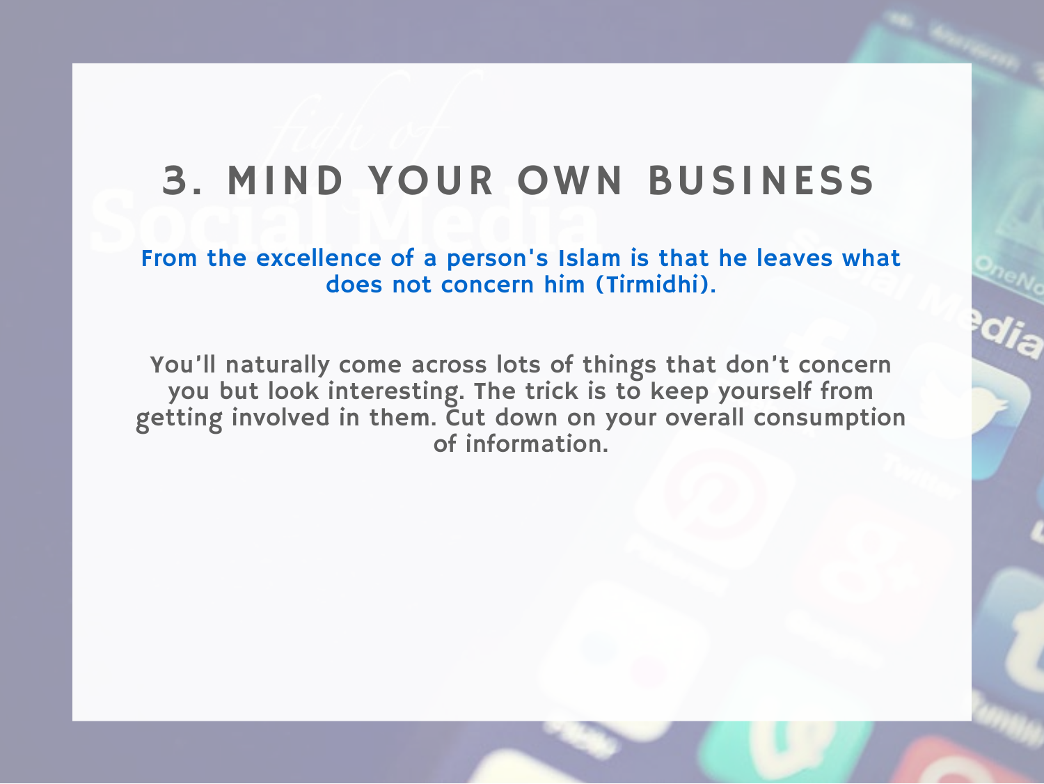## 3. MIND YOUR OWN BUSINESS

**From the excellence of a person's Islam is that he leaves what does not concern him (Tirmidhi).**

You'll naturally come across lots of things that don't concern you but look interesting. The trick is to keep yourself from getting involved in them. Cut down on your overall consumption of information.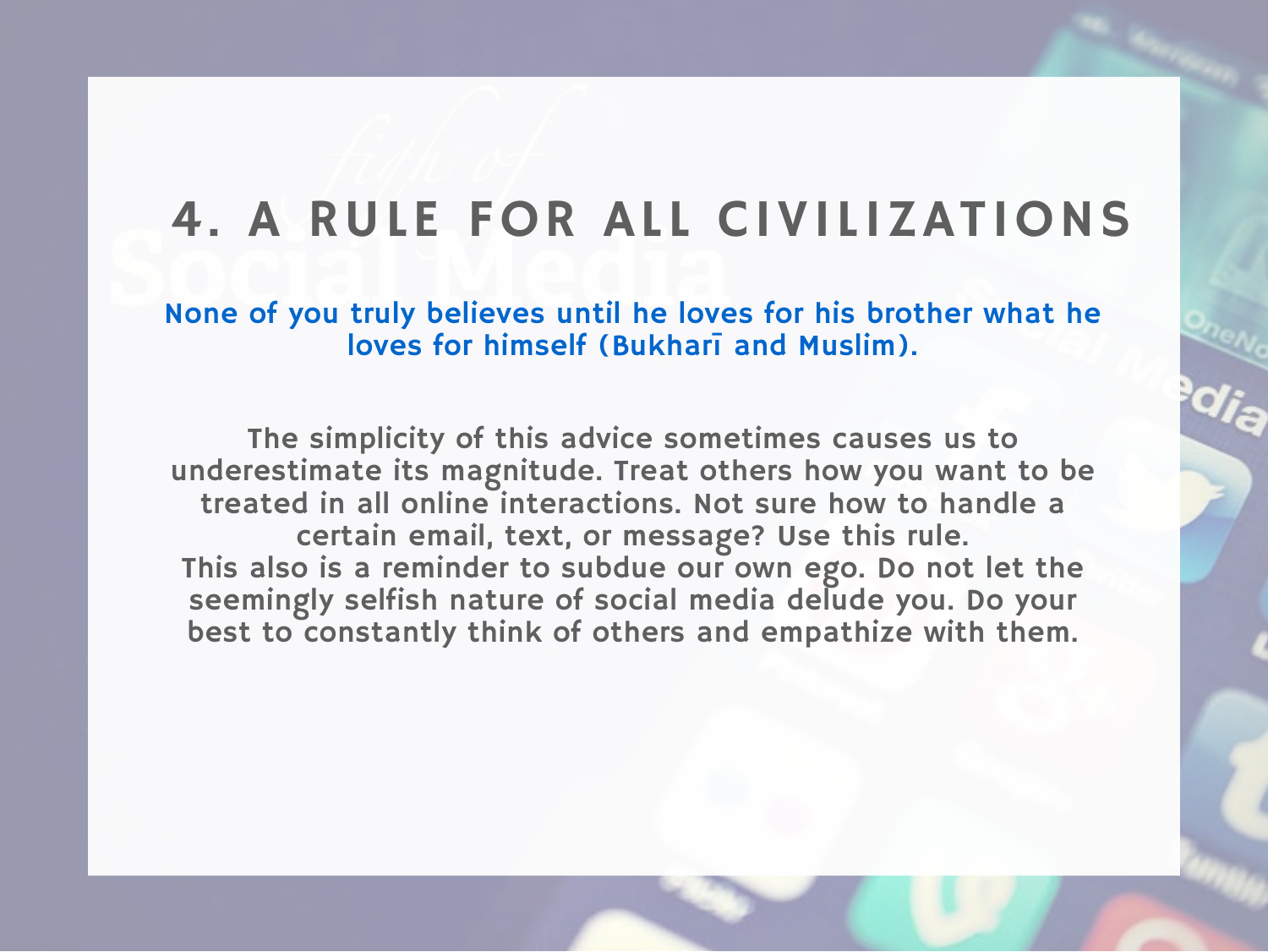## 4. A RULE FOR ALL CIVILIZATIONS

None of you truly believes until he loves for his brother what he loves for himself (Bukharī and Muslim).

The simplicity of this advice sometimes causes us to underestimate its magnitude. Treat others how you want to be treated in all online interactions. Not sure how to handle a certain email, text, or message? Use this rule.
This also is a reminder to subdue our own ego. Do not let the seemingly selfish nature of social media delude you. Do your best to constantly think of others and empathize with them.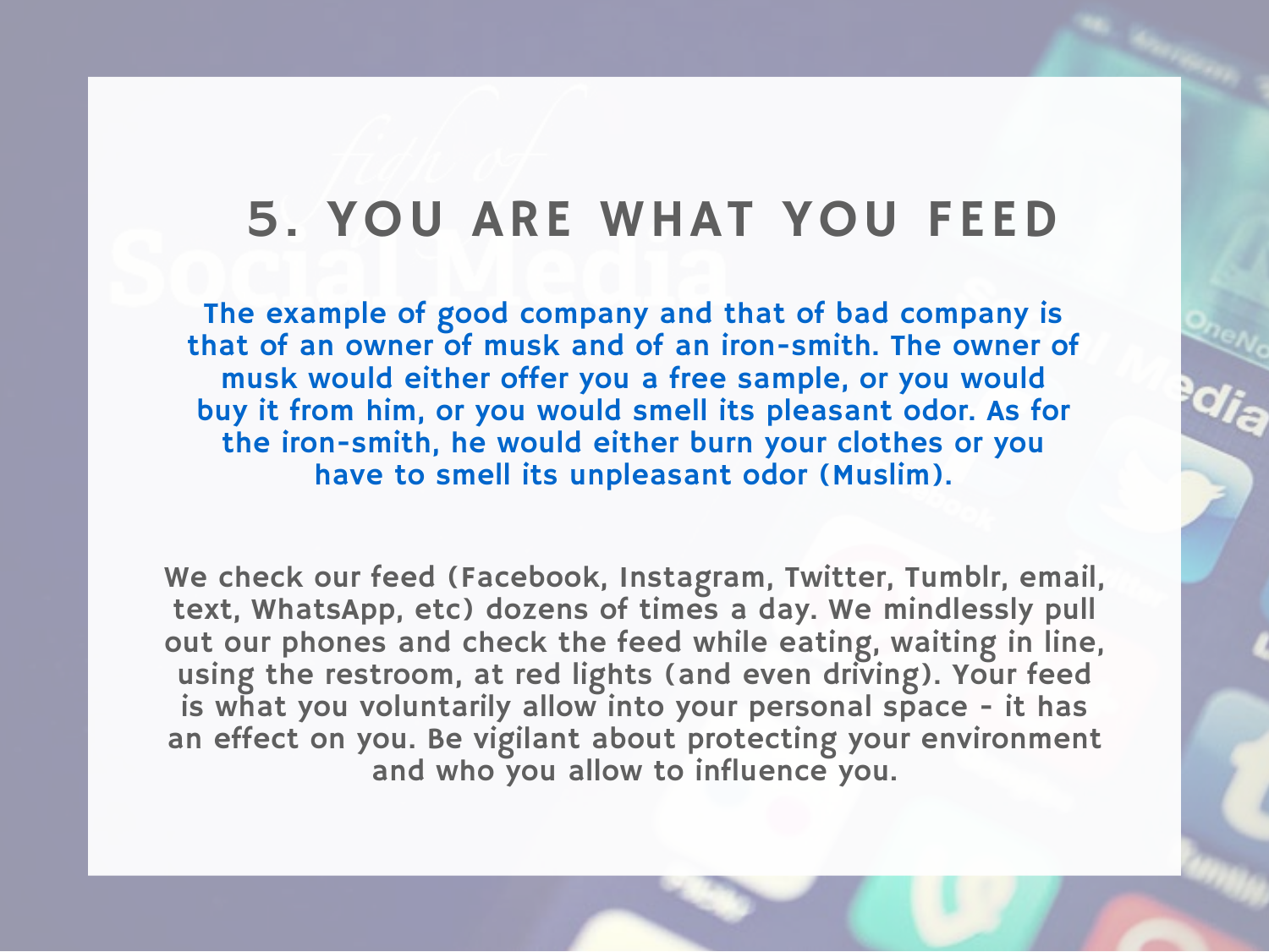## 5. YOU ARE WHAT YOU FEED

**The example of good company and that of bad company is that of an owner of musk and of an iron-smith. The owner of musk would either offer you a free sample, or you would buy it from him, or you would smell its pleasant odor. As for the iron-smith, he would either burn your clothes or you have to smell its unpleasant odor (Muslim).**

We check our feed (Facebook, Instagram, Twitter, Tumblr, email, text, WhatsApp, etc) dozens of times a day. We mindlessly pull out our phones and check the feed while eating, waiting in line, using the restroom, at red lights (and even driving). Your feed is what you voluntarily allow into your personal space - it has an effect on you. Be vigilant about protecting your environment and who you allow to influence you.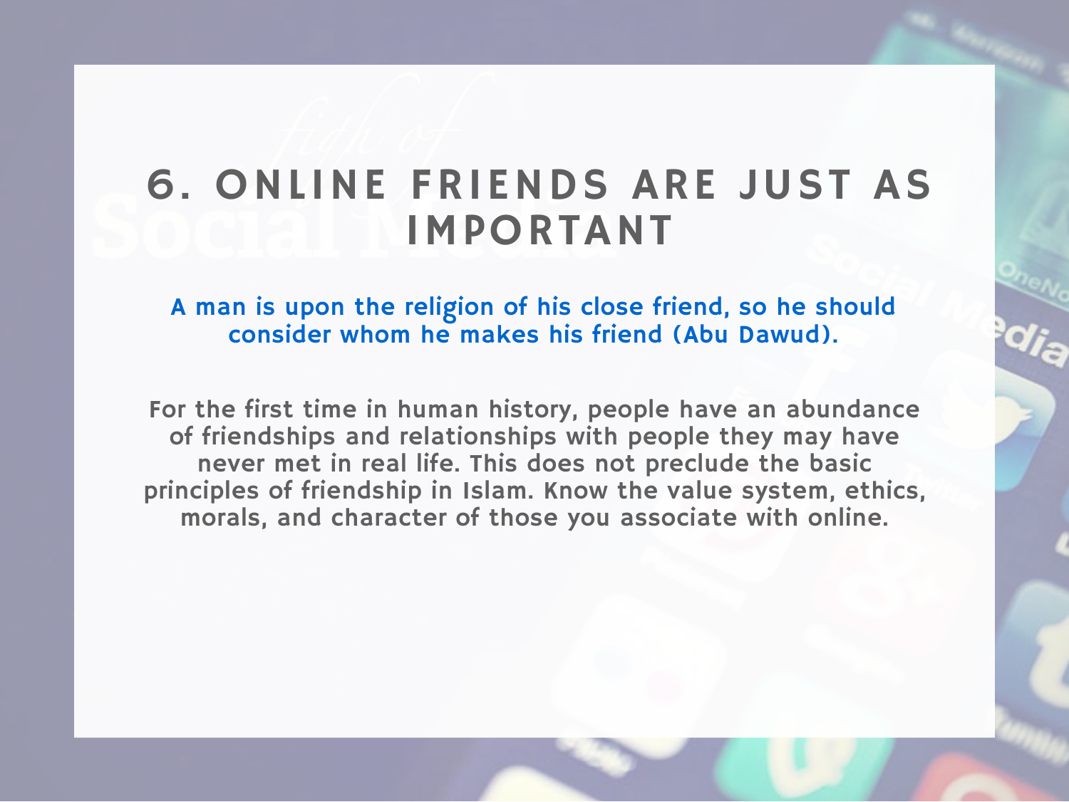# 6. ONLINE FRIENDS ARE JUST AS IMPORTANT

A man is upon the religion of his close friend, so he should consider whom he makes his friend (Abu Dawud).

For the first time in human history, people have an abundance of friendships and relationships with people they may have never met in real life. This does not preclude the basic principles of friendship in Islam. Know the value system, ethics, morals, and character of those you associate with online.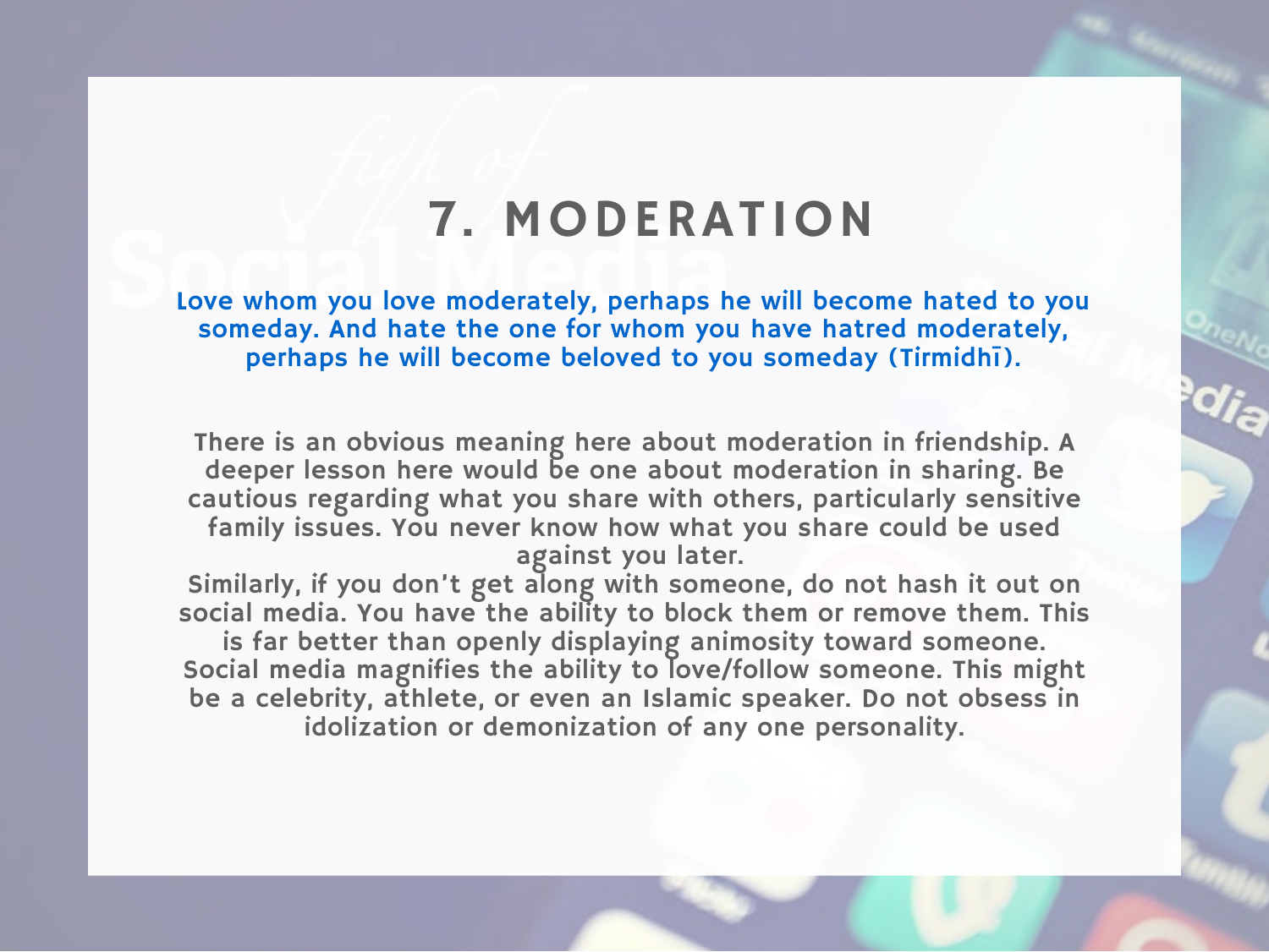## 7. MODERATION

**Love whom you love moderately, perhaps he will become hated to you someday. And hate the one for whom you have hatred moderately, perhaps he will become beloved to you someday (Tirmidhī).**

There is an obvious meaning here about moderation in friendship. A deeper lesson here would be one about moderation in sharing. Be cautious regarding what you share with others, particularly sensitive family issues. You never know how what you share could be used against you later.

Similarly, if you don't get along with someone, do not hash it out on social media. You have the ability to block them or remove them. This is far better than openly displaying animosity toward someone. Social media magnifies the ability to love/follow someone. This might be a celebrity, athlete, or even an Islamic speaker. Do not obsess in idolization or demonization of any one personality.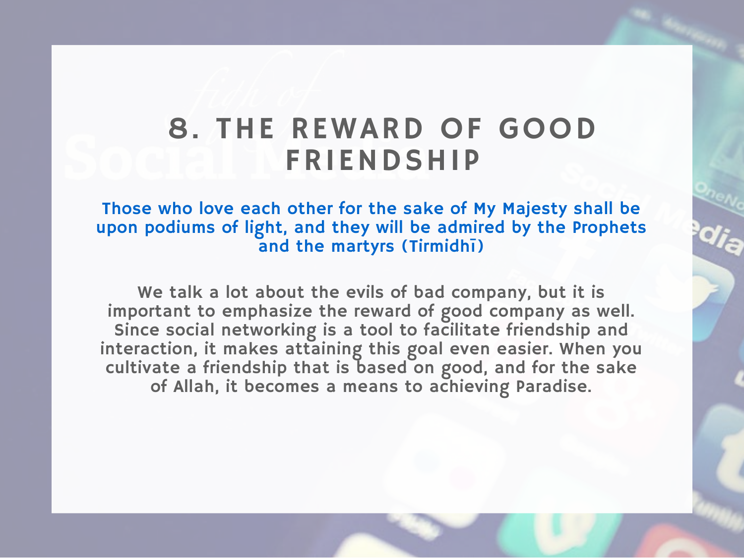# 8. THE REWARD OF GOOD FRIENDSHIP

**Those who love each other for the sake of My Majesty shall be upon podiums of light, and they will be admired by the Prophets and the martyrs (Tirmidhī)**

We talk a lot about the evils of bad company, but it is important to emphasize the reward of good company as well. Since social networking is a tool to facilitate friendship and interaction, it makes attaining this goal even easier. When you cultivate a friendship that is based on good, and for the sake of Allah, it becomes a means to achieving Paradise.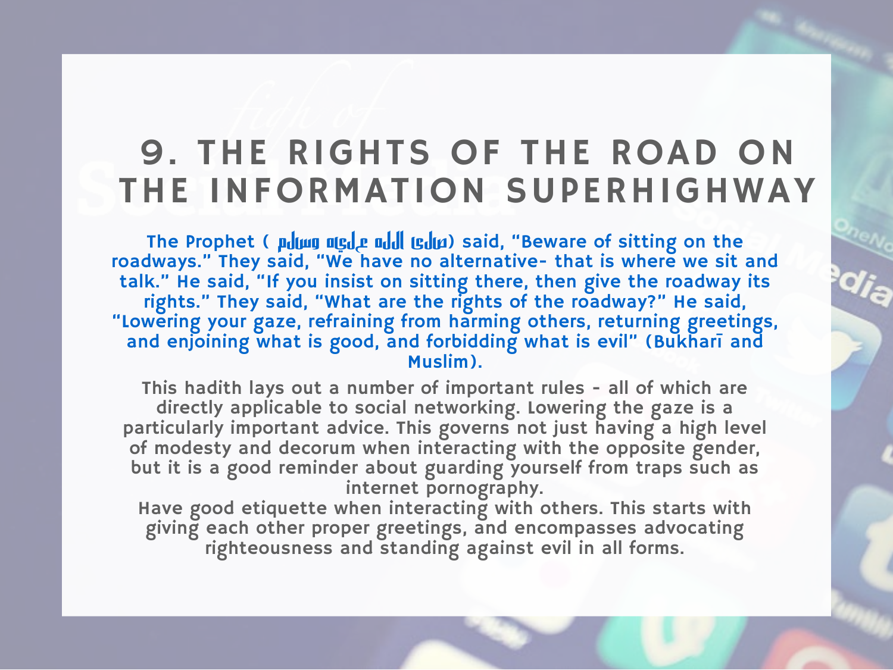# 9. THE RIGHTS OF THE ROAD ON THE INFORMATION SUPERHIGHWAY

The Prophet ( صلى الله عليه وسلم) said, "Beware of sitting on the roadways." They said, "We have no alternative- that is where we sit and talk." He said, "If you insist on sitting there, then give the roadway its rights." They said, "What are the rights of the roadway?" He said, "Lowering your gaze, refraining from harming others, returning greetings, and enjoining what is good, and forbidding what is evil" (Bukharī and Muslim).

This hadith lays out a number of important rules - all of which are directly applicable to social networking. Lowering the gaze is a particularly important advice. This governs not just having a high level of modesty and decorum when interacting with the opposite gender, but it is a good reminder about guarding yourself from traps such as internet pornography.

Have good etiquette when interacting with others. This starts with giving each other proper greetings, and encompasses advocating righteousness and standing against evil in all forms.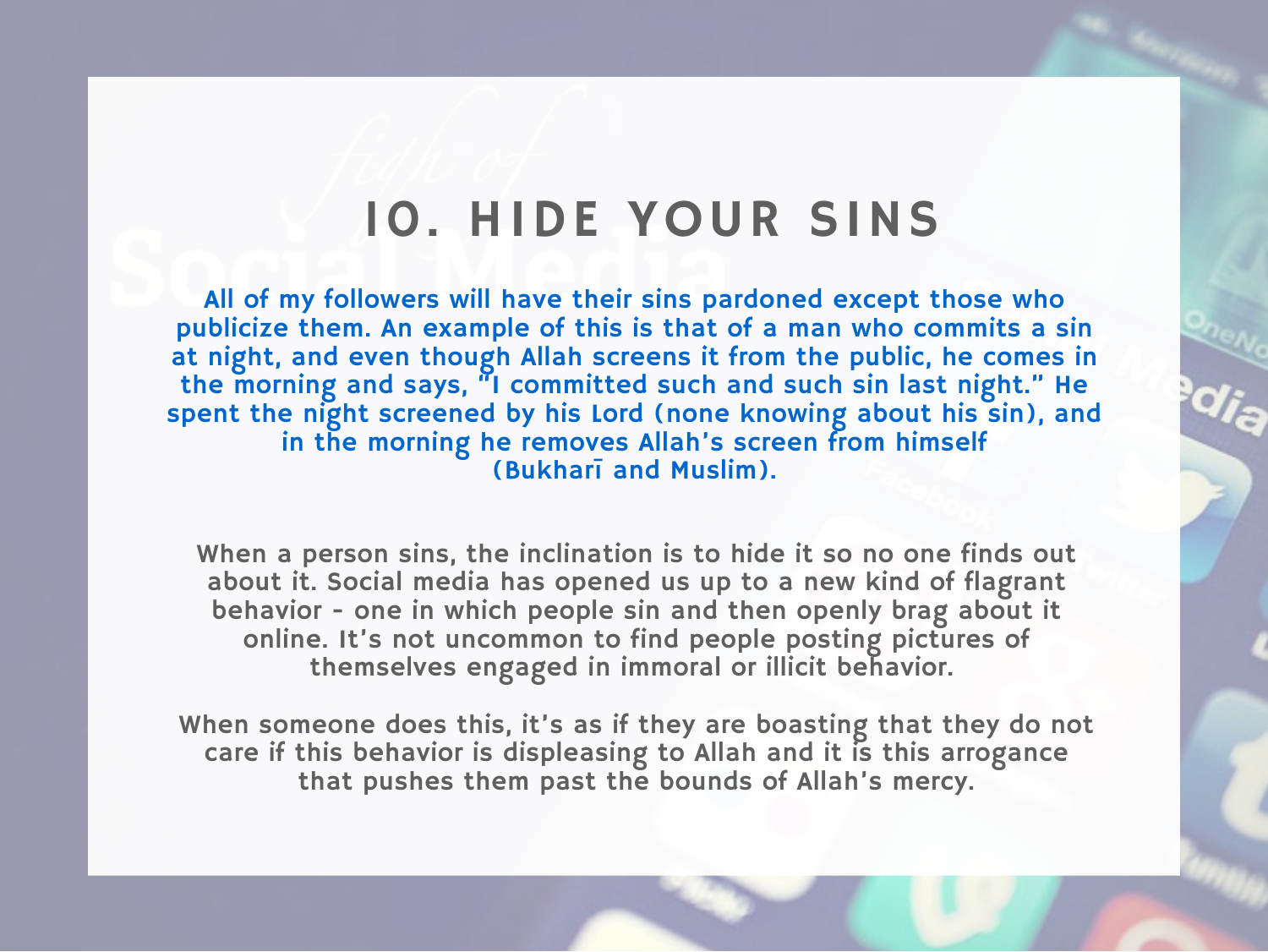# 10. HIDE YOUR SINS

**All of my followers will have their sins pardoned except those who publicize them. An example of this is that of a man who commits a sin at night, and even though Allah screens it from the public, he comes in the morning and says, "I committed such and such sin last night." He spent the night screened by his Lord (none knowing about his sin), and in the morning he removes Allah's screen from himself (Bukharī and Muslim).**

When a person sins, the inclination is to hide it so no one finds out about it. Social media has opened us up to a new kind of flagrant behavior - one in which people sin and then openly brag about it online. It's not uncommon to find people posting pictures of themselves engaged in immoral or illicit behavior.

When someone does this, it's as if they are boasting that they do not care if this behavior is displeasing to Allah and it is this arrogance that pushes them past the bounds of Allah's mercy.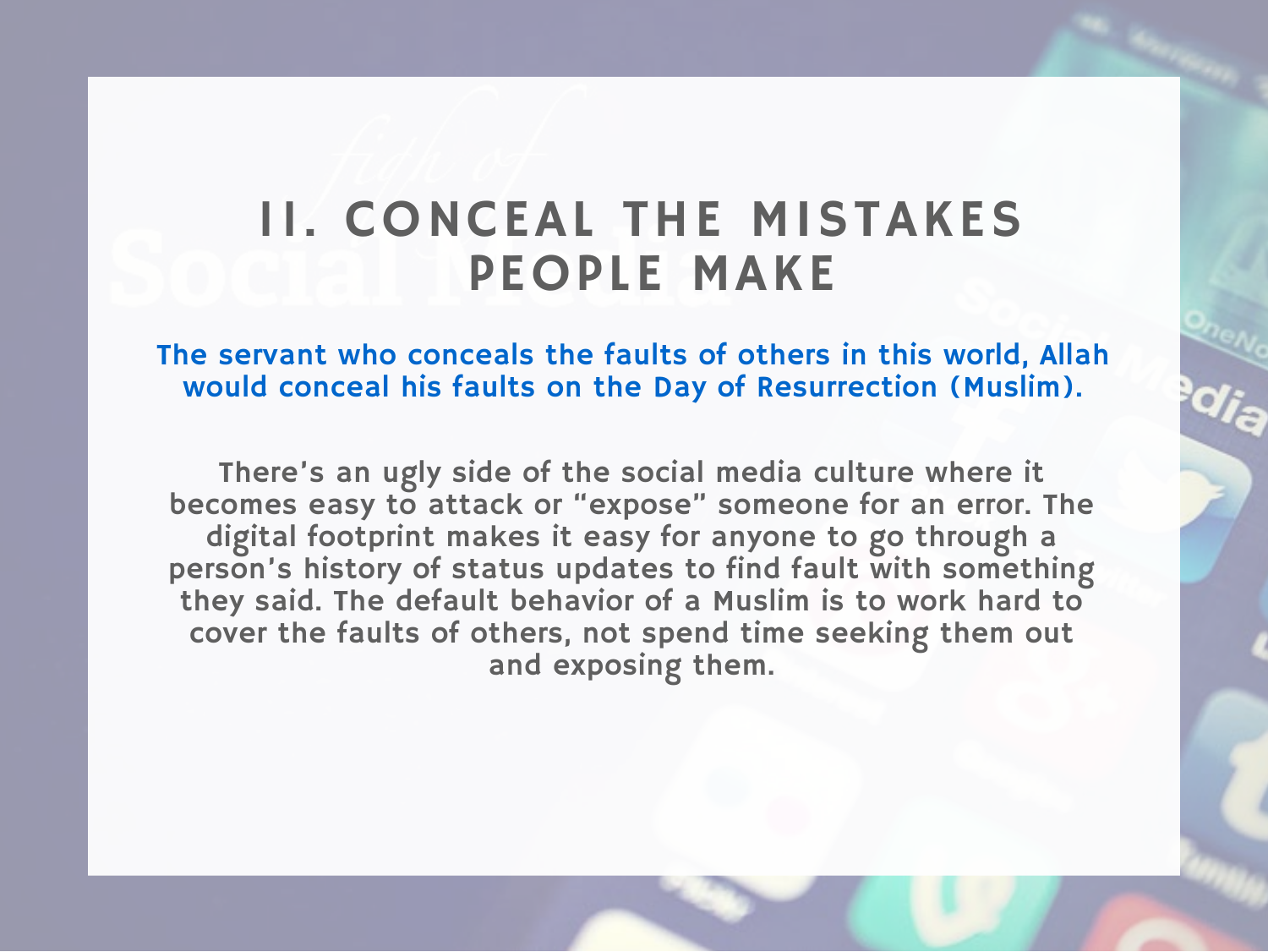# 11. CONCEAL THE MISTAKES PEOPLE MAKE

**The servant who conceals the faults of others in this world, Allah would conceal his faults on the Day of Resurrection (Muslim).**

There's an ugly side of the social media culture where it becomes easy to attack or "expose" someone for an error. The digital footprint makes it easy for anyone to go through a person's history of status updates to find fault with something they said. The default behavior of a Muslim is to work hard to cover the faults of others, not spend time seeking them out and exposing them.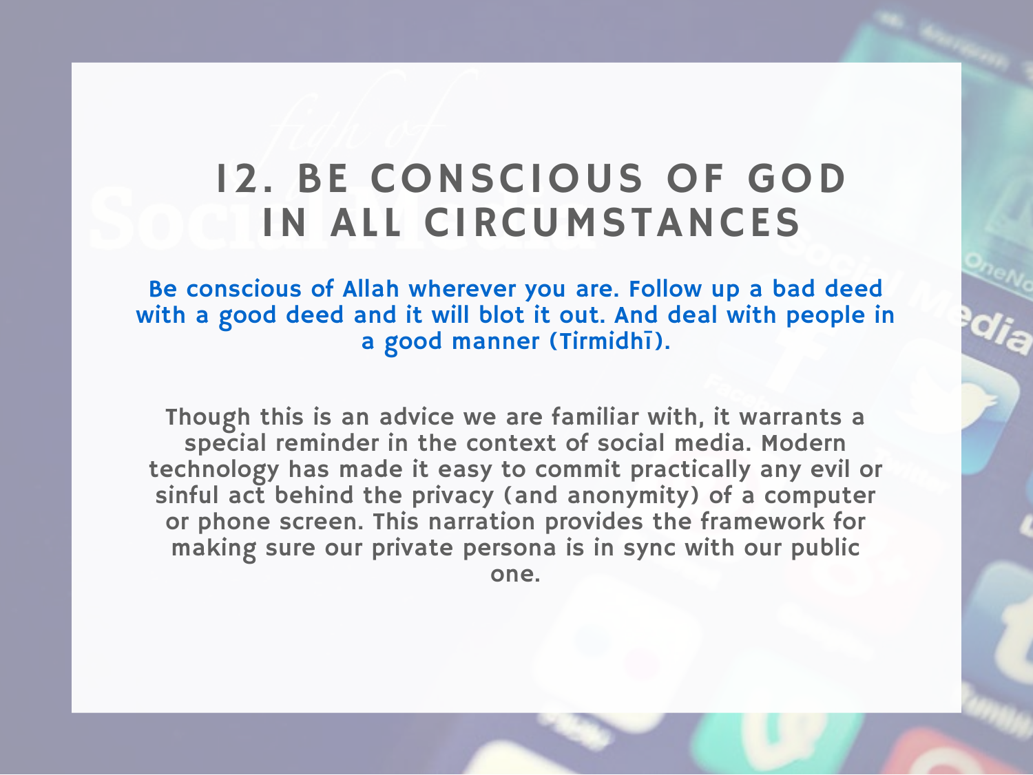# 12. BE CONSCIOUS OF GOD IN ALL CIRCUMSTANCES

**Be conscious of Allah wherever you are. Follow up a bad deed with a good deed and it will blot it out. And deal with people in a good manner (Tirmidhī).**

Though this is an advice we are familiar with, it warrants a special reminder in the context of social media. Modern technology has made it easy to commit practically any evil or sinful act behind the privacy (and anonymity) of a computer or phone screen. This narration provides the framework for making sure our private persona is in sync with our public one.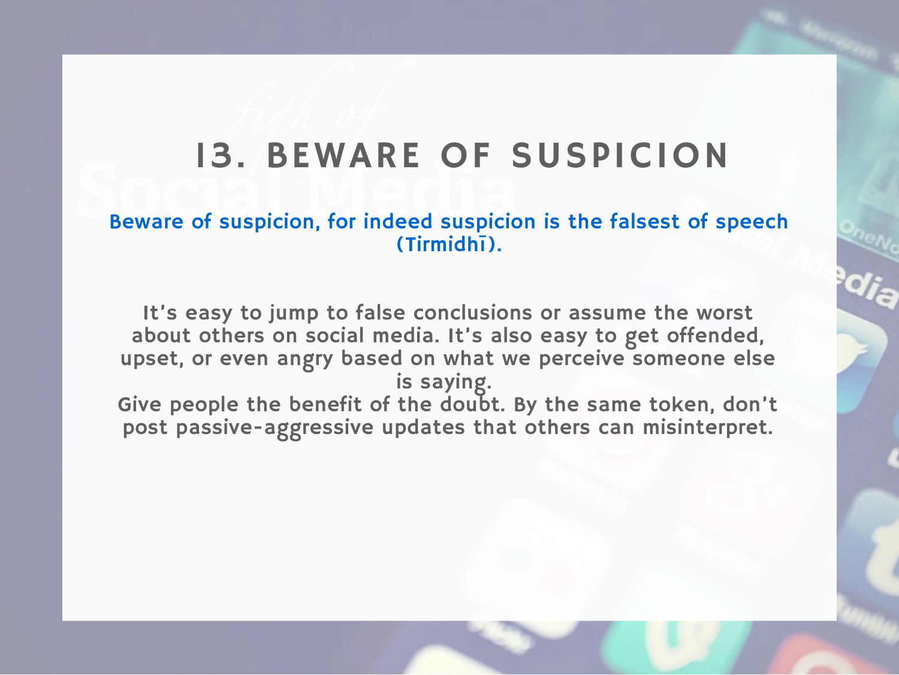# 13. BEWARE OF SUSPICION

Beware of suspicion, for indeed suspicion is the falsest of speech (Tirmidhī).

It's easy to jump to false conclusions or assume the worst about others on social media. It's also easy to get offended, upset, or even angry based on what we perceive someone else is saying.
Give people the benefit of the doubt. By the same token, don't post passive-aggressive updates that others can misinterpret.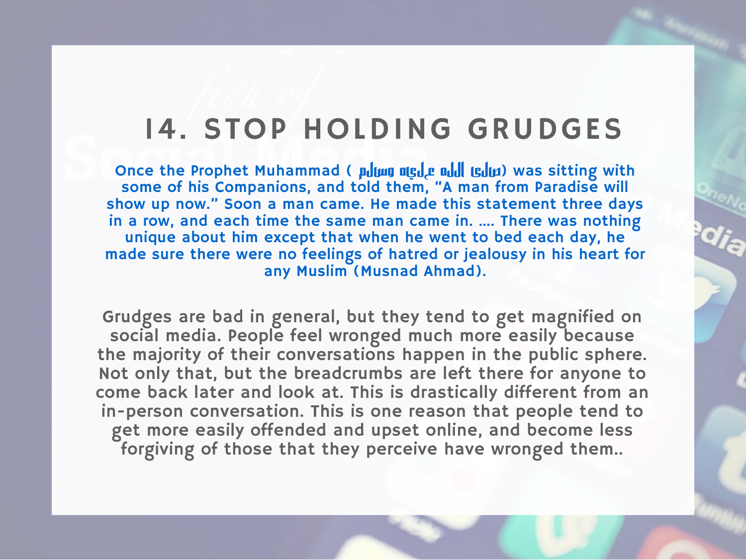## 14. STOP HOLDING GRUDGES

Once the Prophet Muhammad (صلى الله عليه وسلم) was sitting with some of his Companions, and told them, "A man from Paradise will show up now." Soon a man came. He made this statement three days in a row, and each time the same man came in. .... There was nothing unique about him except that when he went to bed each day, he made sure there were no feelings of hatred or jealousy in his heart for any Muslim (Musnad Ahmad).

Grudges are bad in general, but they tend to get magnified on social media. People feel wronged much more easily because the majority of their conversations happen in the public sphere. Not only that, but the breadcrumbs are left there for anyone to come back later and look at. This is drastically different from an in-person conversation. This is one reason that people tend to get more easily offended and upset online, and become less forgiving of those that they perceive have wronged them..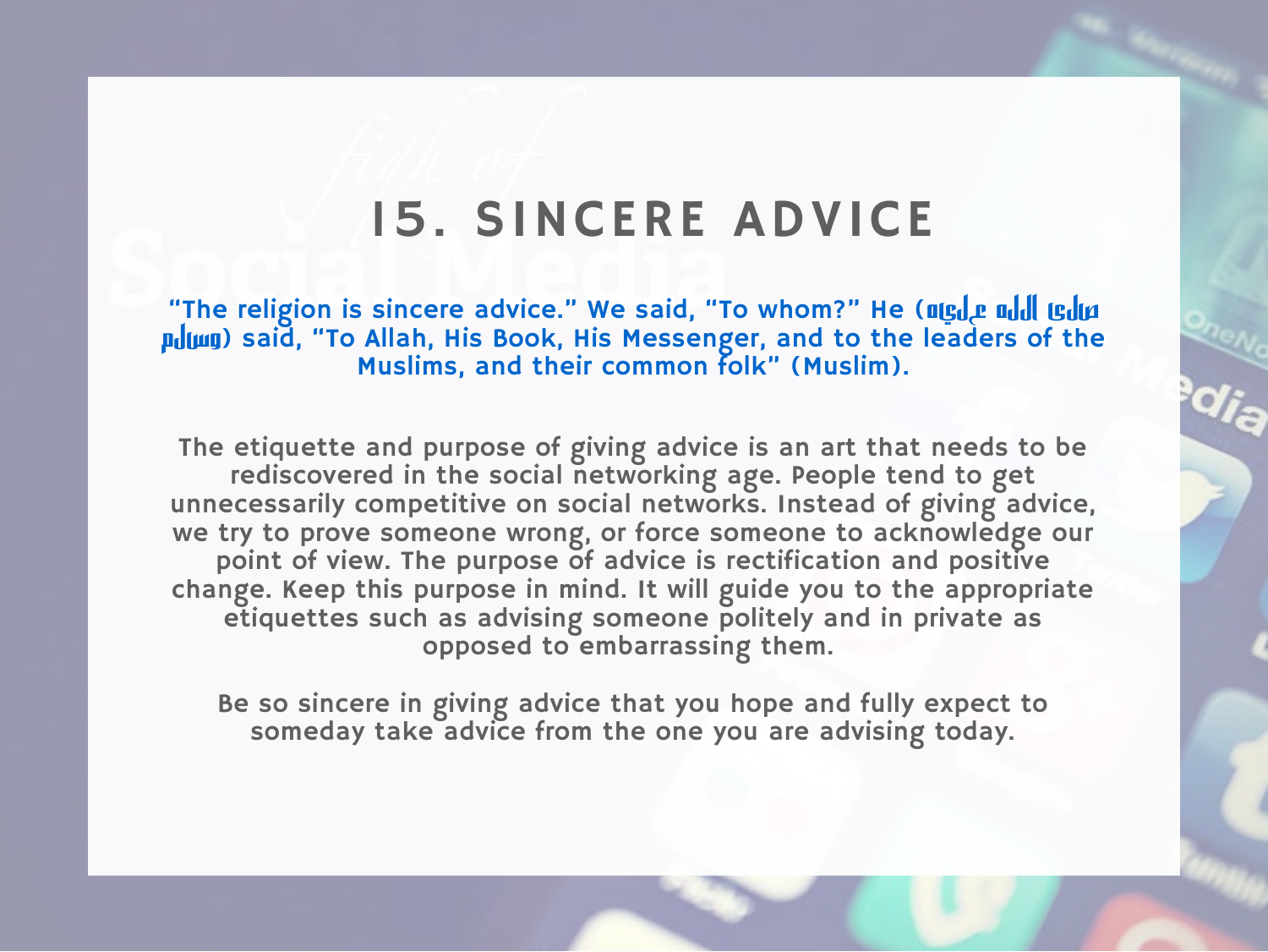# 15. SINCERE ADVICE

**"The religion is sincere advice." We said, "To whom?" He (صلى الله عليه وسلم) said, "To Allah, His Book, His Messenger, and to the leaders of the Muslims, and their common folk" (Muslim).**

The etiquette and purpose of giving advice is an art that needs to be rediscovered in the social networking age. People tend to get unnecessarily competitive on social networks. Instead of giving advice, we try to prove someone wrong, or force someone to acknowledge our point of view. The purpose of advice is rectification and positive change. Keep this purpose in mind. It will guide you to the appropriate etiquettes such as advising someone politely and in private as opposed to embarrassing them.

Be so sincere in giving advice that you hope and fully expect to someday take advice from the one you are advising today.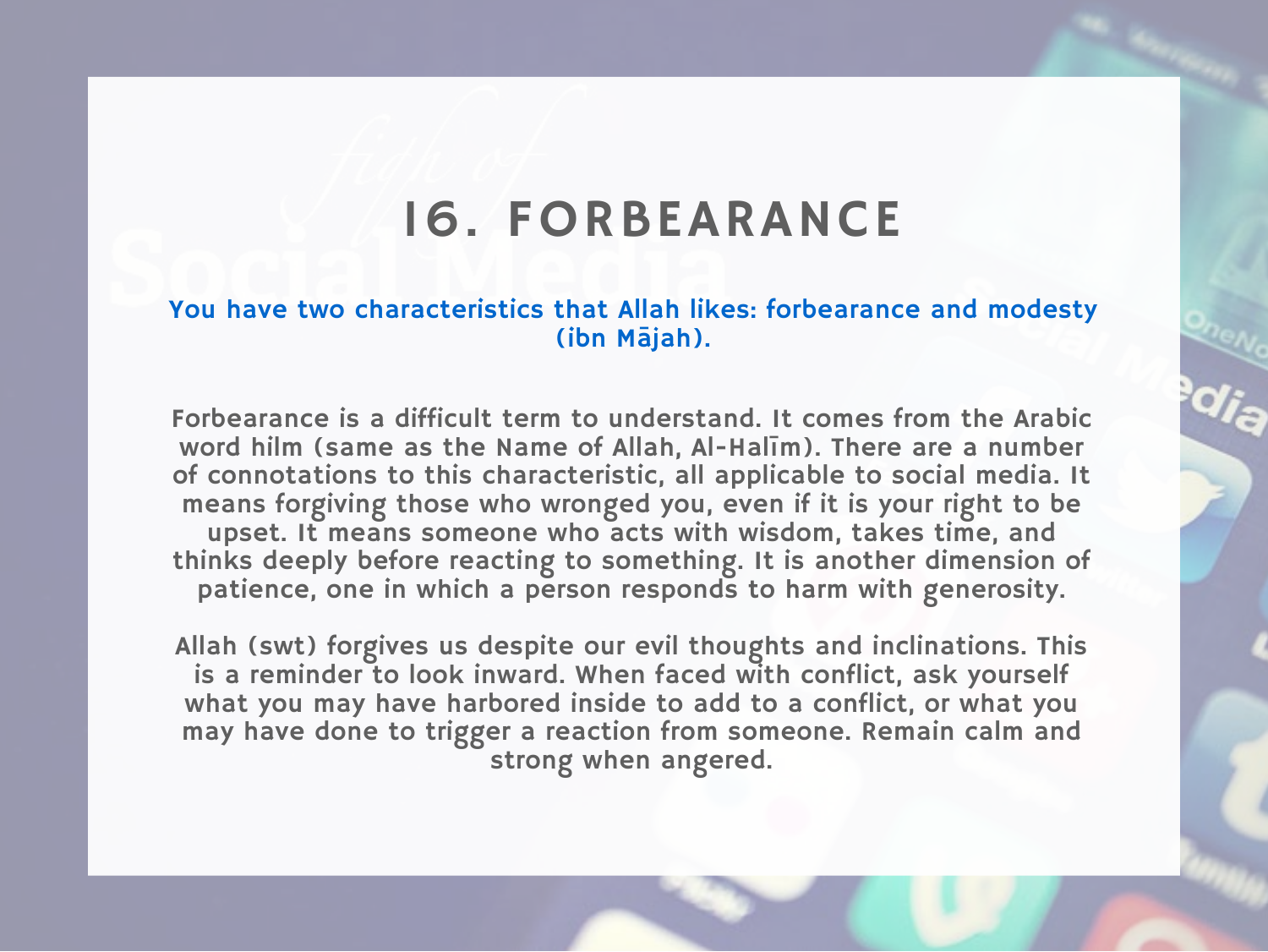# 16. FORBEARANCE

**You have two characteristics that Allah likes: forbearance and modesty (ibn Mājah).**

Forbearance is a difficult term to understand. It comes from the Arabic word hilm (same as the Name of Allah, Al-Halīm). There are a number of connotations to this characteristic, all applicable to social media. It means forgiving those who wronged you, even if it is your right to be upset. It means someone who acts with wisdom, takes time, and thinks deeply before reacting to something. It is another dimension of patience, one in which a person responds to harm with generosity.

Allah (swt) forgives us despite our evil thoughts and inclinations. This is a reminder to look inward. When faced with conflict, ask yourself what you may have harbored inside to add to a conflict, or what you may have done to trigger a reaction from someone. Remain calm and strong when angered.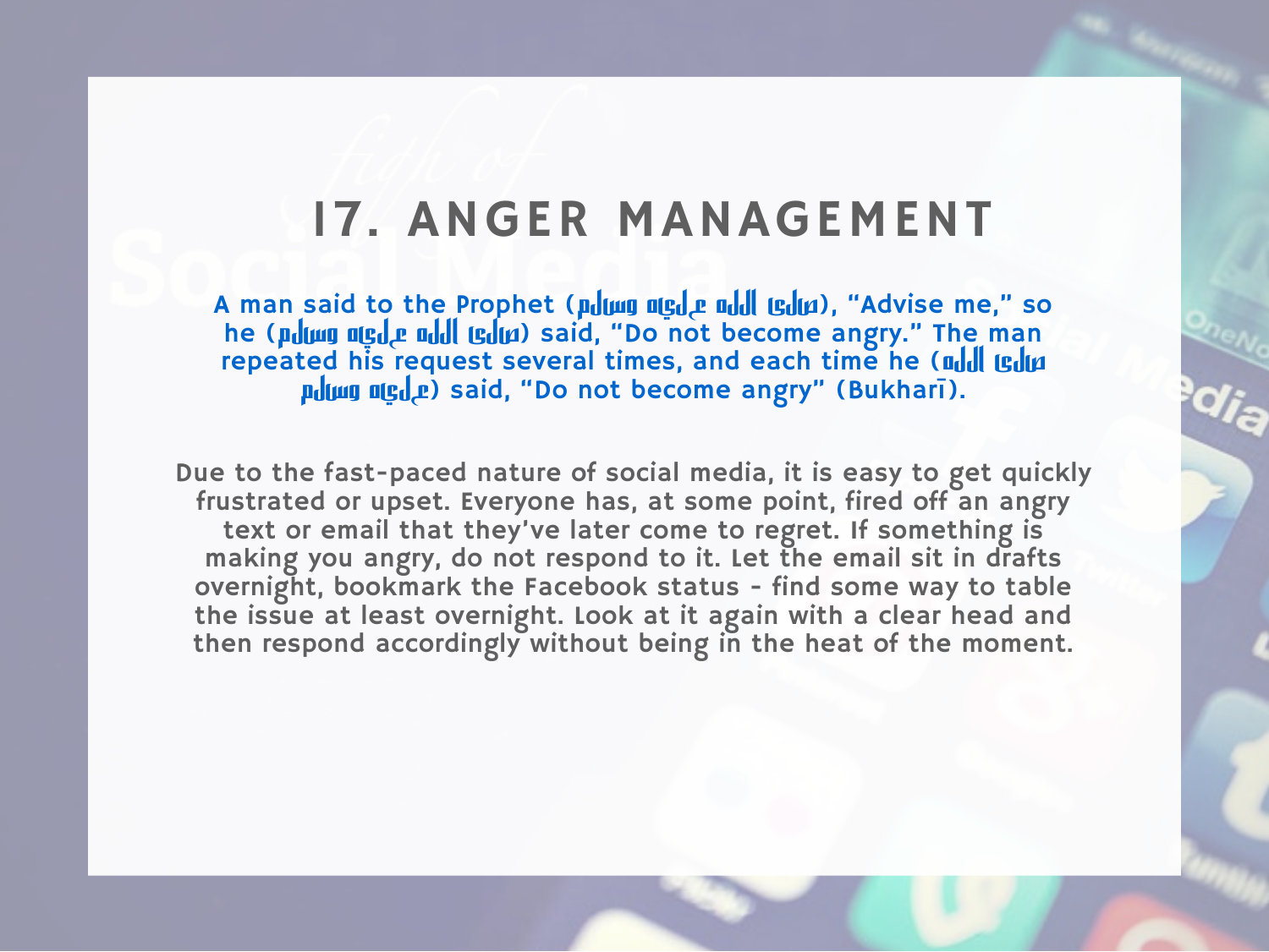# 17. ANGER MANAGEMENT

A man said to the Prophet (صلى الله عليه وسلم), "Advise me," so he (صلى الله عليه وسلم) said, "Do not become angry." The man repeated his request several times, and each time he (صلى الله عليه وسلم) said, "Do not become angry" (Bukharī).

Due to the fast-paced nature of social media, it is easy to get quickly frustrated or upset. Everyone has, at some point, fired off an angry text or email that they've later come to regret. If something is making you angry, do not respond to it. Let the email sit in drafts overnight, bookmark the Facebook status - find some way to table the issue at least overnight. Look at it again with a clear head and then respond accordingly without being in the heat of the moment.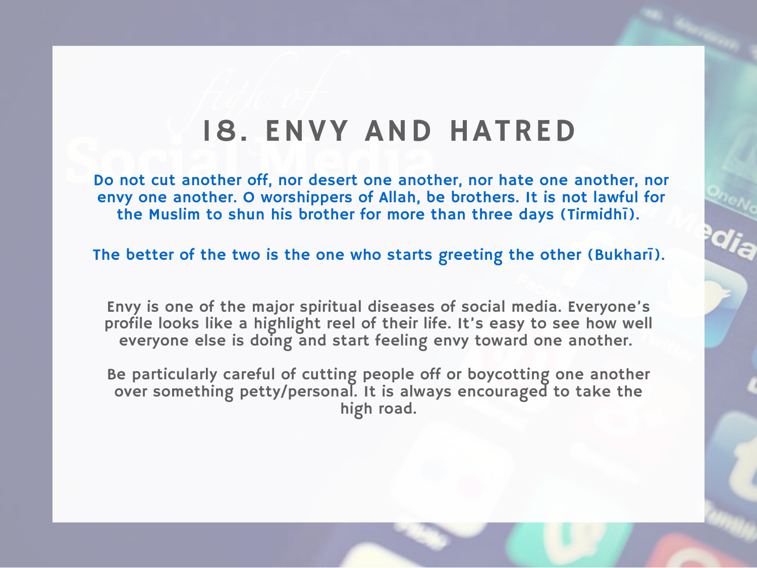# 18. ENVY AND HATRED

**Do not cut another off, nor desert one another, nor hate one another, nor envy one another. O worshippers of Allah, be brothers. It is not lawful for the Muslim to shun his brother for more than three days (Tirmidhī).**

**The better of the two is the one who starts greeting the other (Bukharī).**

Envy is one of the major spiritual diseases of social media. Everyone's profile looks like a highlight reel of their life. It's easy to see how well everyone else is doing and start feeling envy toward one another.

Be particularly careful of cutting people off or boycotting one another over something petty/personal. It is always encouraged to take the high road.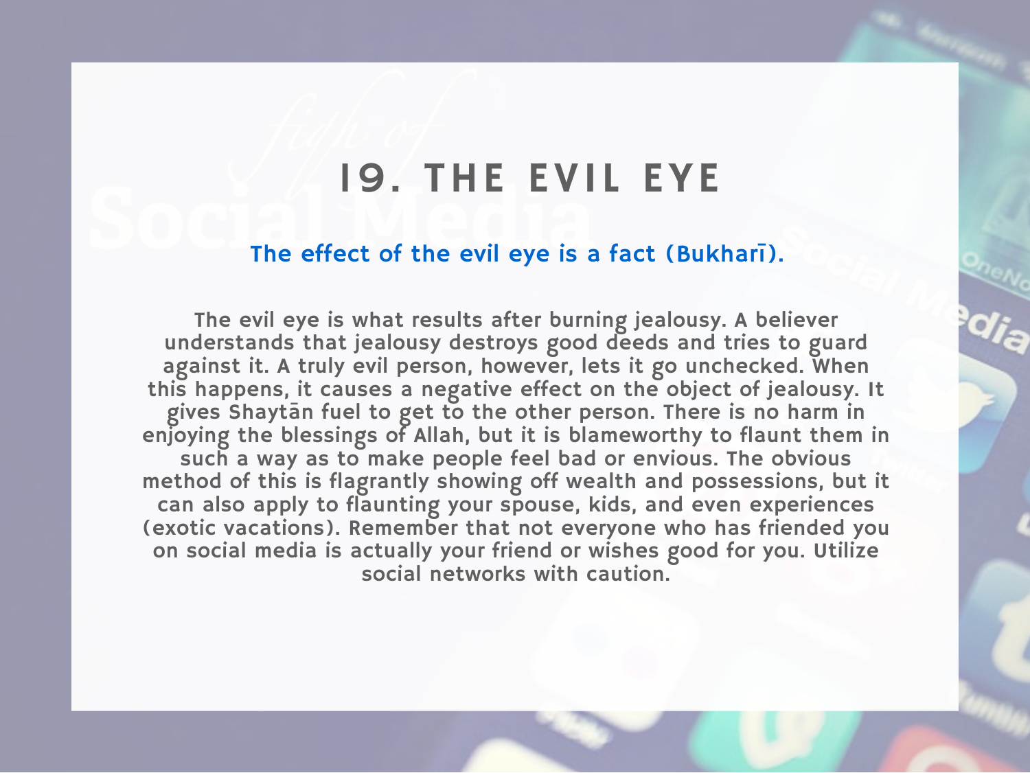# 19. THE EVIL EYE

**The effect of the evil eye is a fact (Bukharī).**

The evil eye is what results after burning jealousy. A believer understands that jealousy destroys good deeds and tries to guard against it. A truly evil person, however, lets it go unchecked. When this happens, it causes a negative effect on the object of jealousy. It gives Shaytān fuel to get to the other person. There is no harm in enjoying the blessings of Allah, but it is blameworthy to flaunt them in such a way as to make people feel bad or envious. The obvious method of this is flagrantly showing off wealth and possessions, but it can also apply to flaunting your spouse, kids, and even experiences (exotic vacations). Remember that not everyone who has friended you on social media is actually your friend or wishes good for you. Utilize social networks with caution.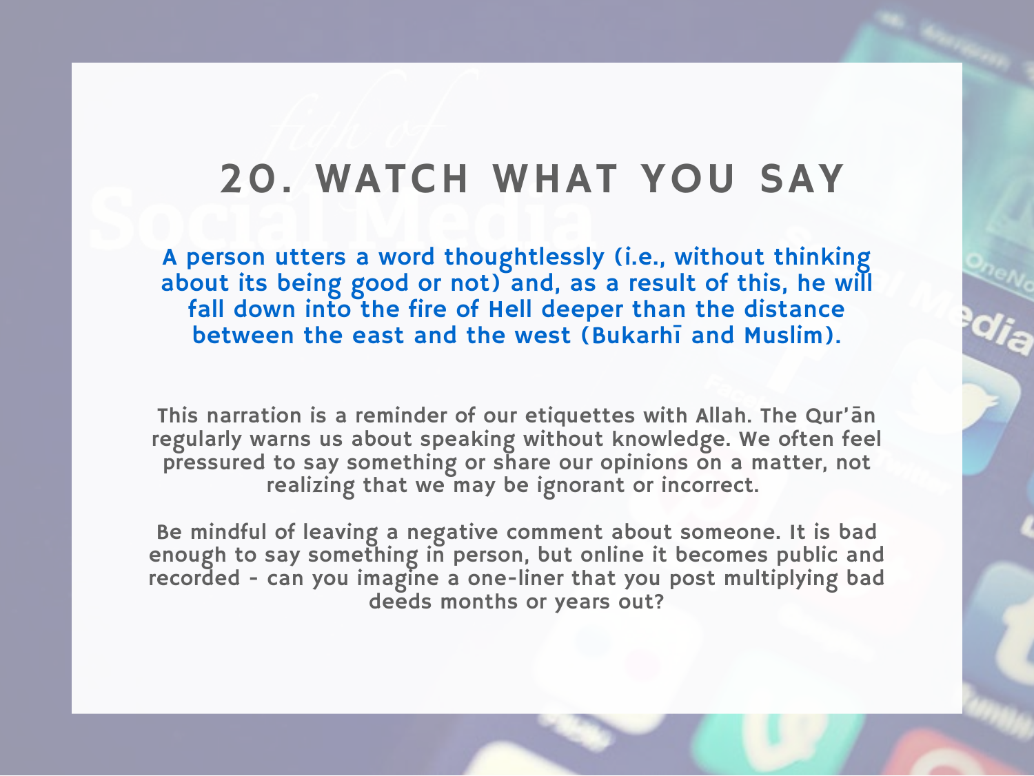# 20. WATCH WHAT YOU SAY

**A person utters a word thoughtlessly (i.e., without thinking about its being good or not) and, as a result of this, he will fall down into the fire of Hell deeper than the distance between the east and the west (Bukarhī and Muslim).**

This narration is a reminder of our etiquettes with Allah. The Qur'ān regularly warns us about speaking without knowledge. We often feel pressured to say something or share our opinions on a matter, not realizing that we may be ignorant or incorrect.

Be mindful of leaving a negative comment about someone. It is bad enough to say something in person, but online it becomes public and recorded - can you imagine a one-liner that you post multiplying bad deeds months or years out?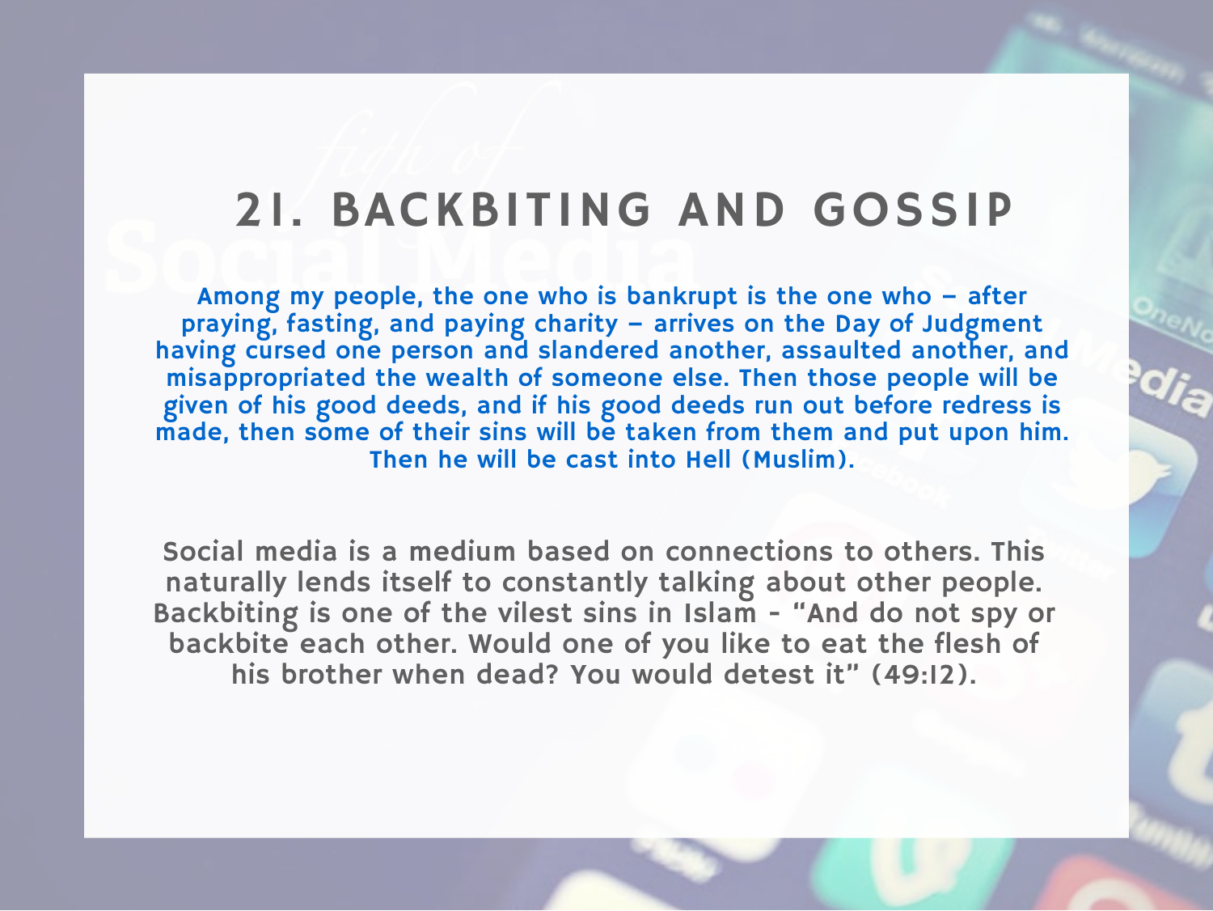# 21. BACKBITING AND GOSSIP

Among my people, the one who is bankrupt is the one who – after praying, fasting, and paying charity – arrives on the Day of Judgment having cursed one person and slandered another, assaulted another, and misappropriated the wealth of someone else. Then those people will be given of his good deeds, and if his good deeds run out before redress is made, then some of their sins will be taken from them and put upon him. Then he will be cast into Hell (Muslim).

Social media is a medium based on connections to others. This naturally lends itself to constantly talking about other people. Backbiting is one of the vilest sins in Islam - "And do not spy or backbite each other. Would one of you like to eat the flesh of his brother when dead? You would detest it" (49:12).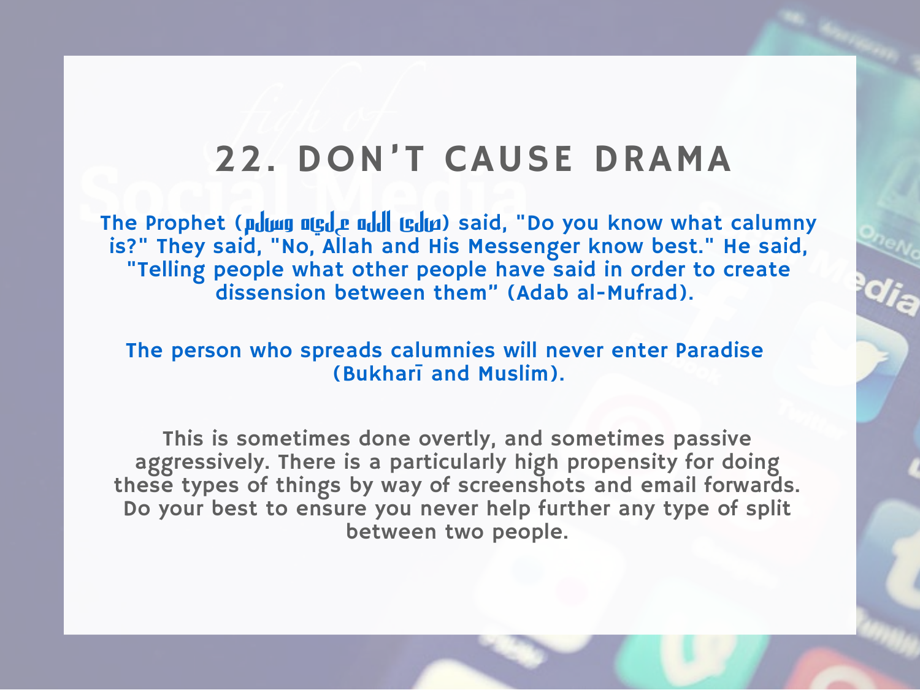## 22. DON'T CAUSE DRAMA

The Prophet (صلى الله عليه وسلم) said, "Do you know what calumny is?" They said, "No, Allah and His Messenger know best." He said, "Telling people what other people have said in order to create dissension between them" (Adab al-Mufrad).

The person who spreads calumnies will never enter Paradise (Bukharī and Muslim).

This is sometimes done overtly, and sometimes passive aggressively. There is a particularly high propensity for doing these types of things by way of screenshots and email forwards. Do your best to ensure you never help further any type of split between two people.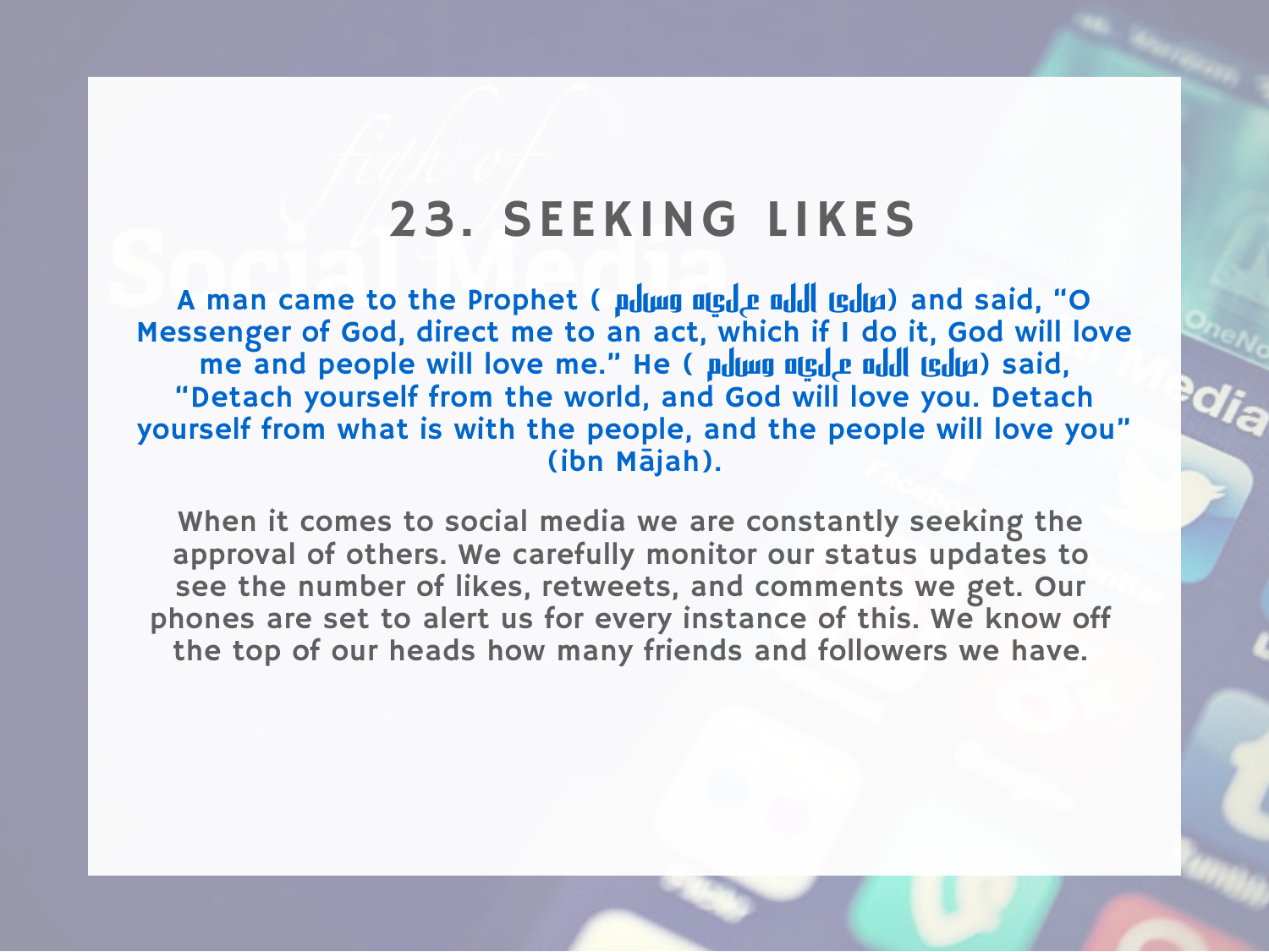# 23. SEEKING LIKES

A man came to the Prophet ( صلى الله عليه وسلم) and said, "O Messenger of God, direct me to an act, which if I do it, God will love me and people will love me." He ( صلى الله عليه وسلم) said, "Detach yourself from the world, and God will love you. Detach yourself from what is with the people, and the people will love you" (ibn Mājah).

When it comes to social media we are constantly seeking the approval of others. We carefully monitor our status updates to see the number of likes, retweets, and comments we get. Our phones are set to alert us for every instance of this. We know off the top of our heads how many friends and followers we have.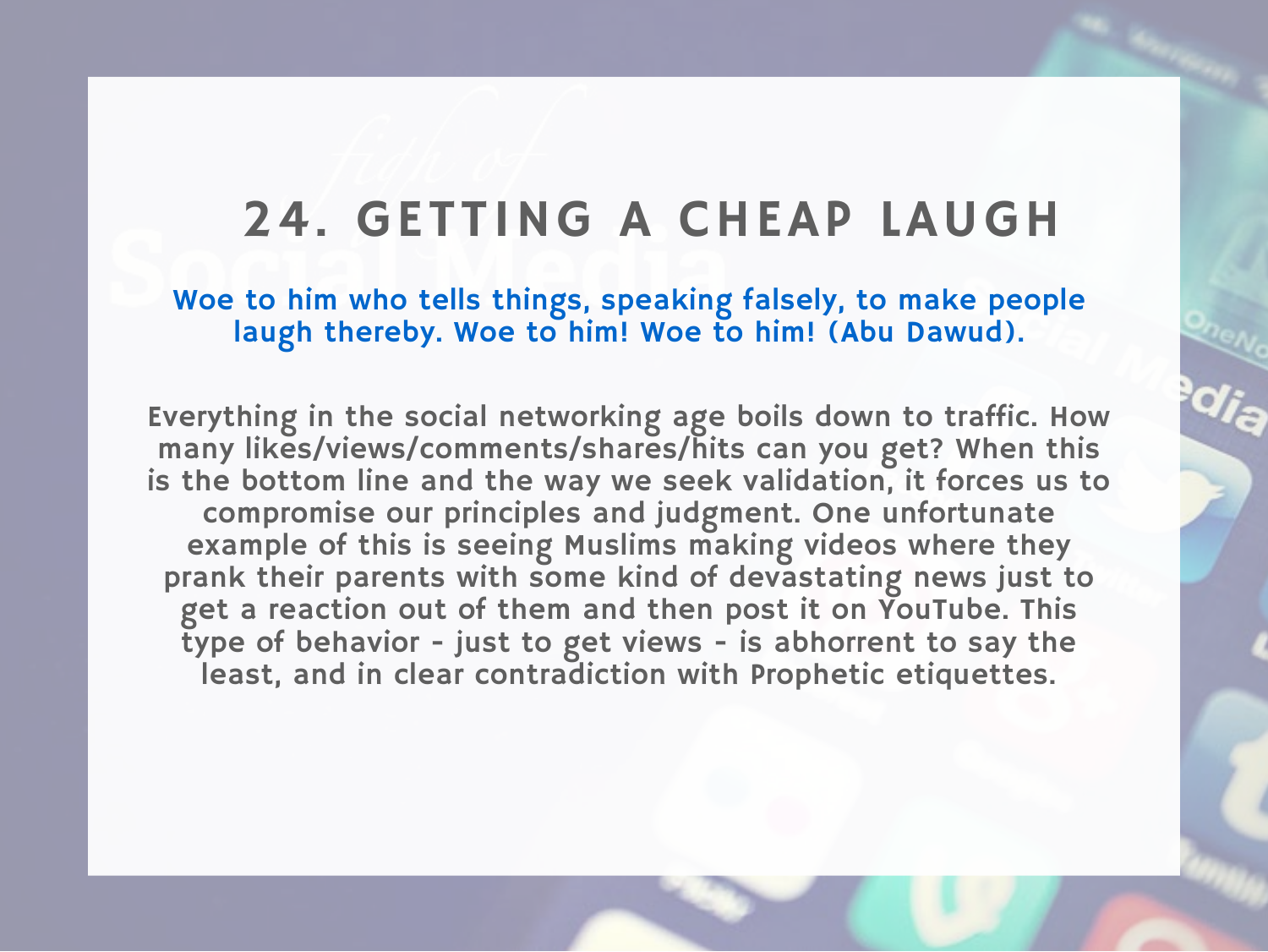## 24. GETTING A CHEAP LAUGH

Woe to him who tells things, speaking falsely, to make people laugh thereby. Woe to him! Woe to him! (Abu Dawud).

Everything in the social networking age boils down to traffic. How many likes/views/comments/shares/hits can you get? When this is the bottom line and the way we seek validation, it forces us to compromise our principles and judgment. One unfortunate example of this is seeing Muslims making videos where they prank their parents with some kind of devastating news just to get a reaction out of them and then post it on YouTube. This type of behavior - just to get views - is abhorrent to say the least, and in clear contradiction with Prophetic etiquettes.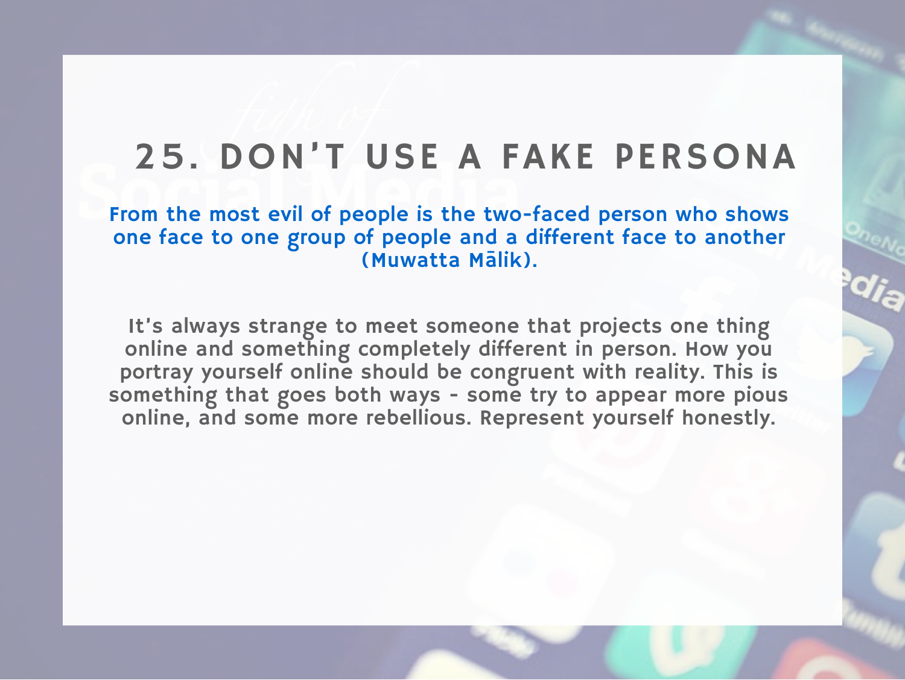## 25. DON'T USE A FAKE PERSONA

From the most evil of people is the two-faced person who shows one face to one group of people and a different face to another (Muwatta Mālik).

It's always strange to meet someone that projects one thing online and something completely different in person. How you portray yourself online should be congruent with reality. This is something that goes both ways - some try to appear more pious online, and some more rebellious. Represent yourself honestly.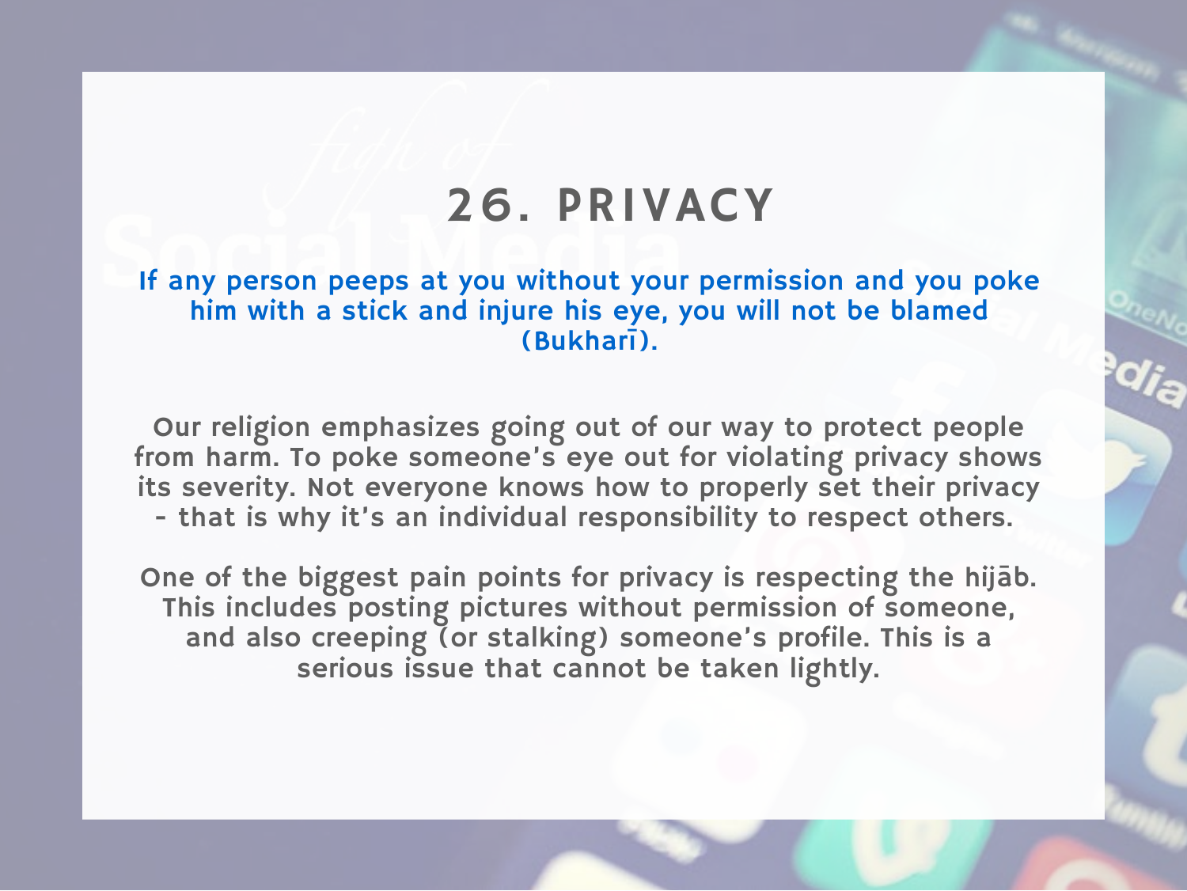## 26. PRIVACY

**If any person peeps at you without your permission and you poke him with a stick and injure his eye, you will not be blamed (Bukharī).**

Our religion emphasizes going out of our way to protect people from harm. To poke someone's eye out for violating privacy shows its severity. Not everyone knows how to properly set their privacy - that is why it's an individual responsibility to respect others.

One of the biggest pain points for privacy is respecting the hijāb. This includes posting pictures without permission of someone, and also creeping (or stalking) someone's profile. This is a serious issue that cannot be taken lightly.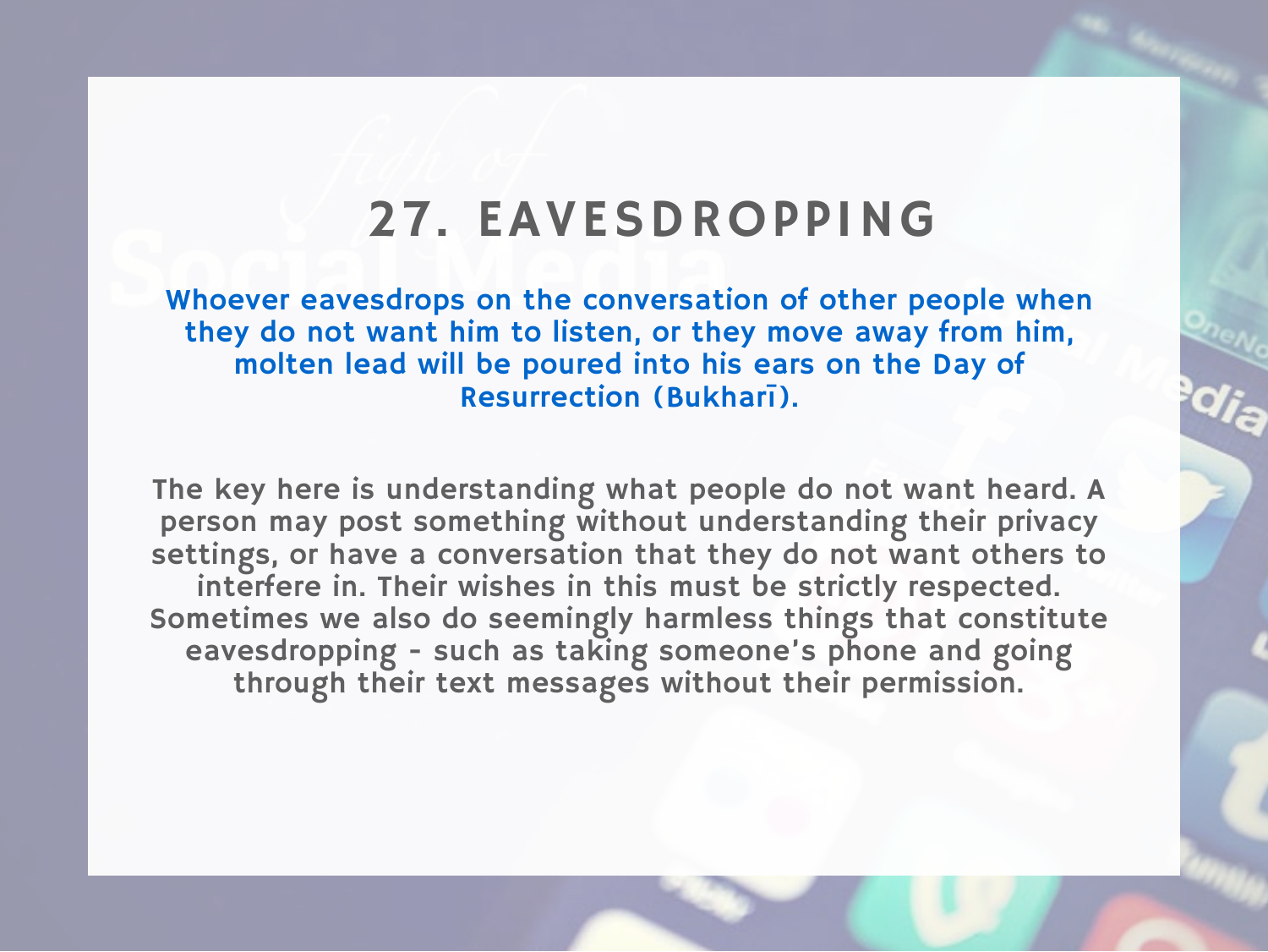## 27. EAVESDROPPING

**Whoever eavesdrops on the conversation of other people when they do not want him to listen, or they move away from him, molten lead will be poured into his ears on the Day of Resurrection (Bukharī).**

The key here is understanding what people do not want heard. A person may post something without understanding their privacy settings, or have a conversation that they do not want others to interfere in. Their wishes in this must be strictly respected. Sometimes we also do seemingly harmless things that constitute eavesdropping - such as taking someone's phone and going through their text messages without their permission.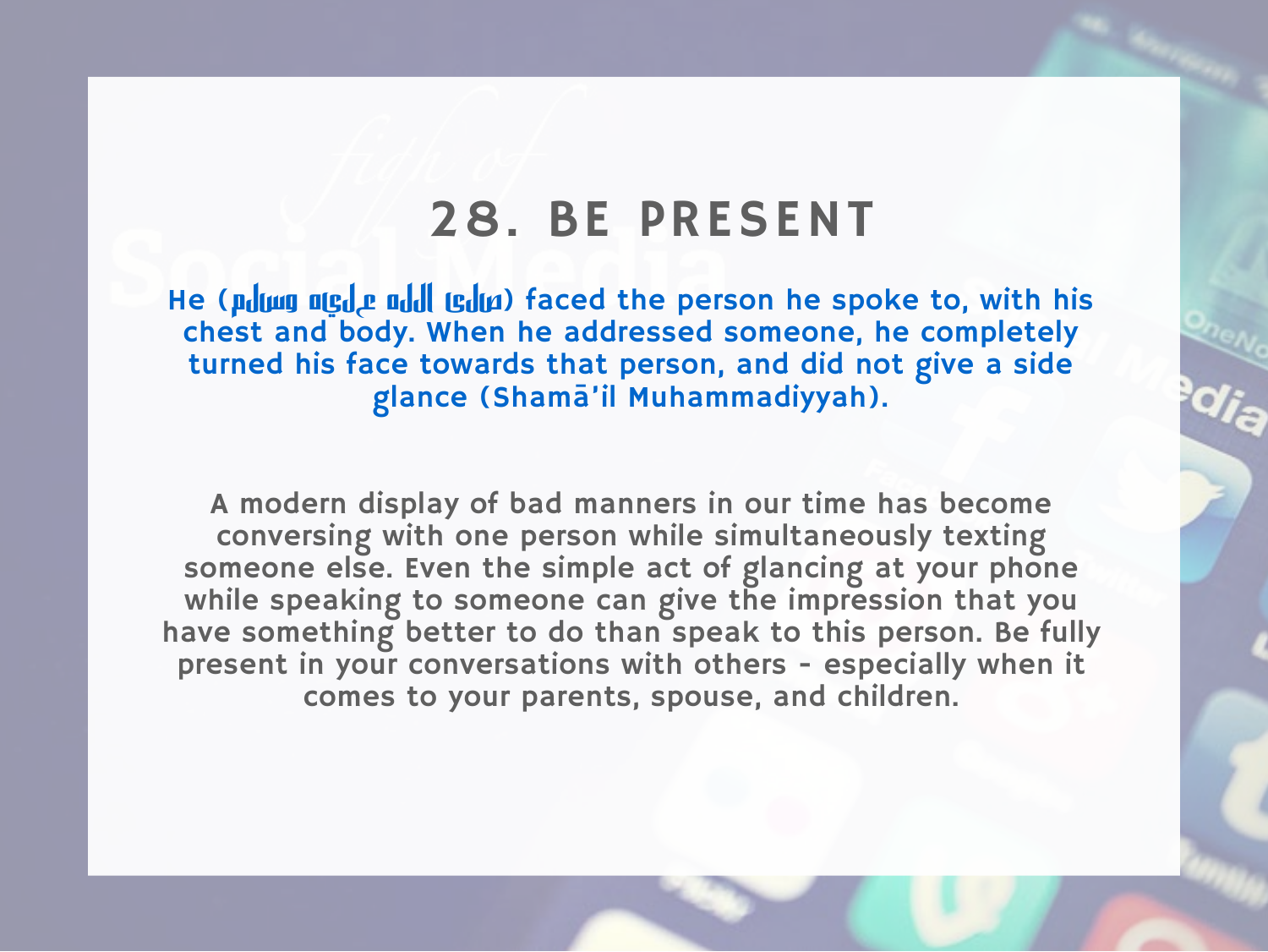# 28. BE PRESENT

**He (صلى الله عليه وسلم) faced the person he spoke to, with his chest and body. When he addressed someone, he completely turned his face towards that person, and did not give a side glance (Shamā'il Muhammadiyyah).**

A modern display of bad manners in our time has become conversing with one person while simultaneously texting someone else. Even the simple act of glancing at your phone while speaking to someone can give the impression that you have something better to do than speak to this person. Be fully present in your conversations with others - especially when it comes to your parents, spouse, and children.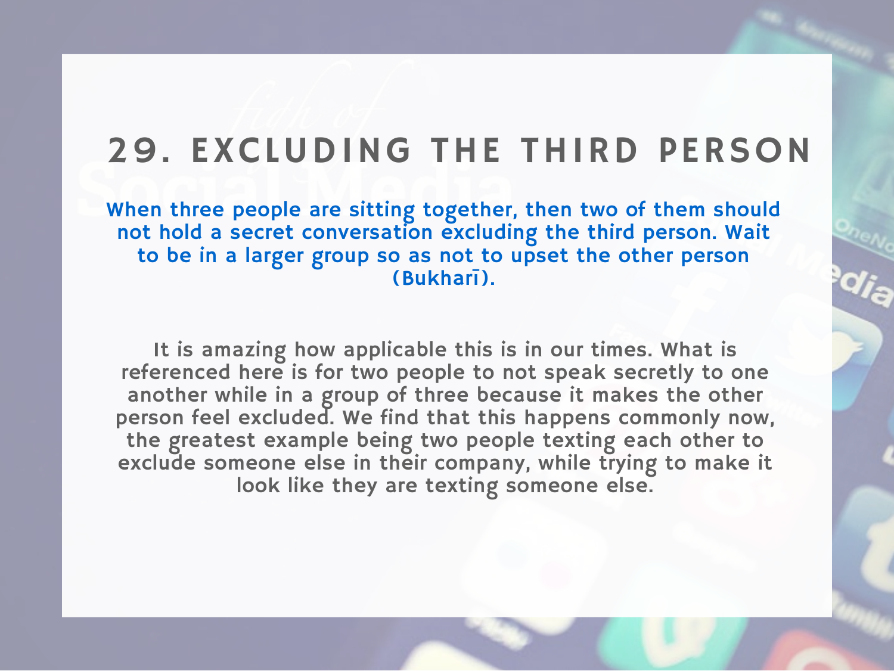# 29. EXCLUDING THE THIRD PERSON

**When three people are sitting together, then two of them should not hold a secret conversation excluding the third person. Wait to be in a larger group so as not to upset the other person (Bukharī).**

It is amazing how applicable this is in our times. What is referenced here is for two people to not speak secretly to one another while in a group of three because it makes the other person feel excluded. We find that this happens commonly now, the greatest example being two people texting each other to exclude someone else in their company, while trying to make it look like they are texting someone else.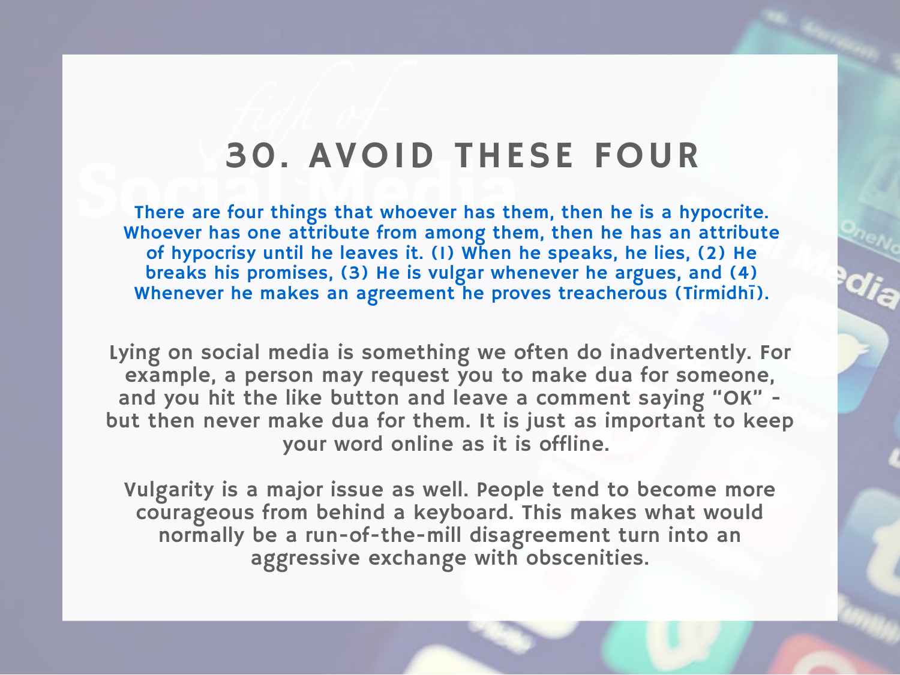# 30. AVOID THESE FOUR

**There are four things that whoever has them, then he is a hypocrite. Whoever has one attribute from among them, then he has an attribute of hypocrisy until he leaves it. (1) When he speaks, he lies, (2) He breaks his promises, (3) He is vulgar whenever he argues, and (4) Whenever he makes an agreement he proves treacherous (Tirmidhī).**

Lying on social media is something we often do inadvertently. For example, a person may request you to make dua for someone, and you hit the like button and leave a comment saying "OK" - but then never make dua for them. It is just as important to keep your word online as it is offline.

Vulgarity is a major issue as well. People tend to become more courageous from behind a keyboard. This makes what would normally be a run-of-the-mill disagreement turn into an aggressive exchange with obscenities.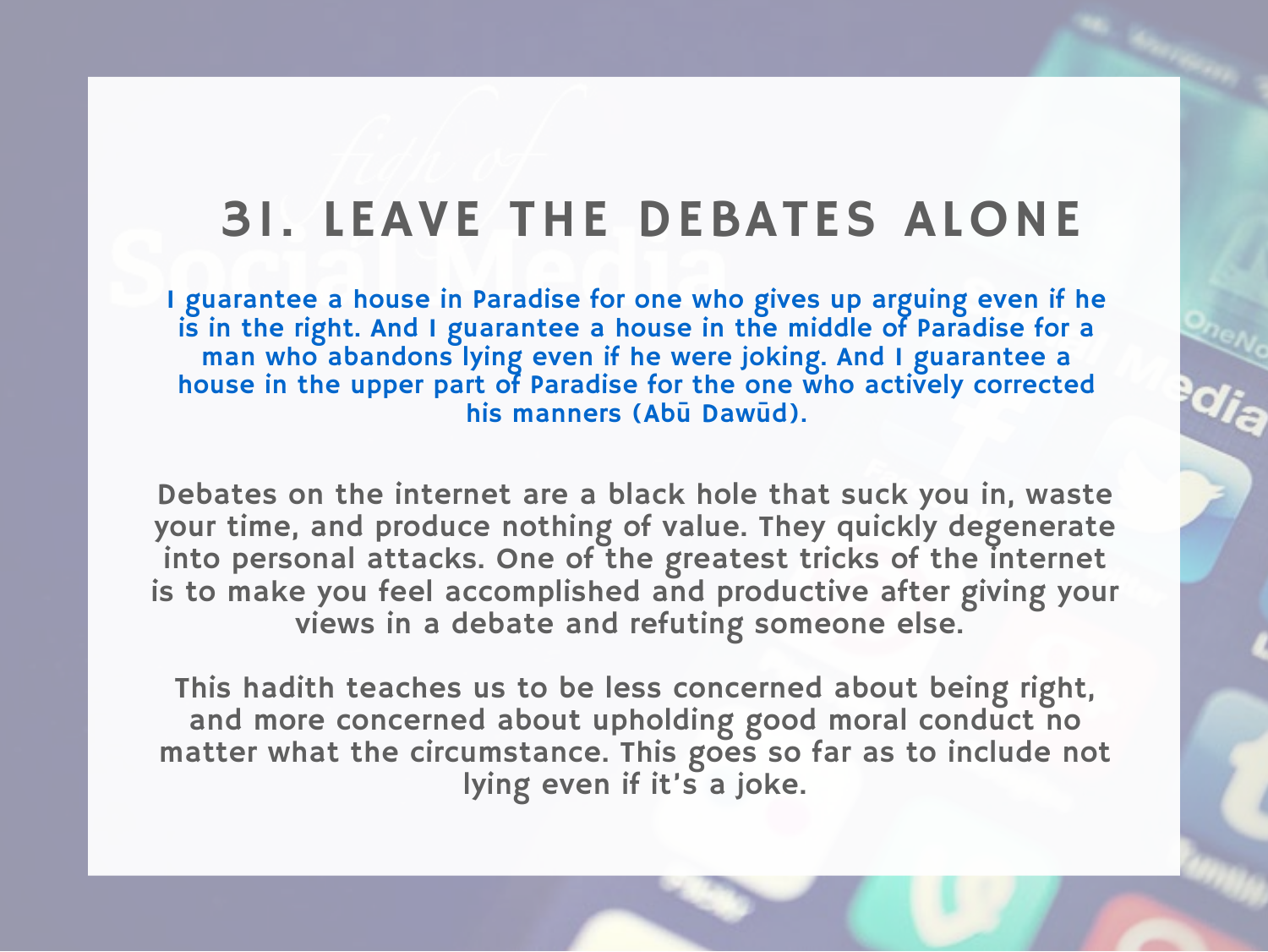# 31. LEAVE THE DEBATES ALONE

I guarantee a house in Paradise for one who gives up arguing even if he is in the right. And I guarantee a house in the middle of Paradise for a man who abandons lying even if he were joking. And I guarantee a house in the upper part of Paradise for the one who actively corrected his manners (Abū Dawūd).

Debates on the internet are a black hole that suck you in, waste your time, and produce nothing of value. They quickly degenerate into personal attacks. One of the greatest tricks of the internet is to make you feel accomplished and productive after giving your views in a debate and refuting someone else.

This hadith teaches us to be less concerned about being right, and more concerned about upholding good moral conduct no matter what the circumstance. This goes so far as to include not lying even if it's a joke.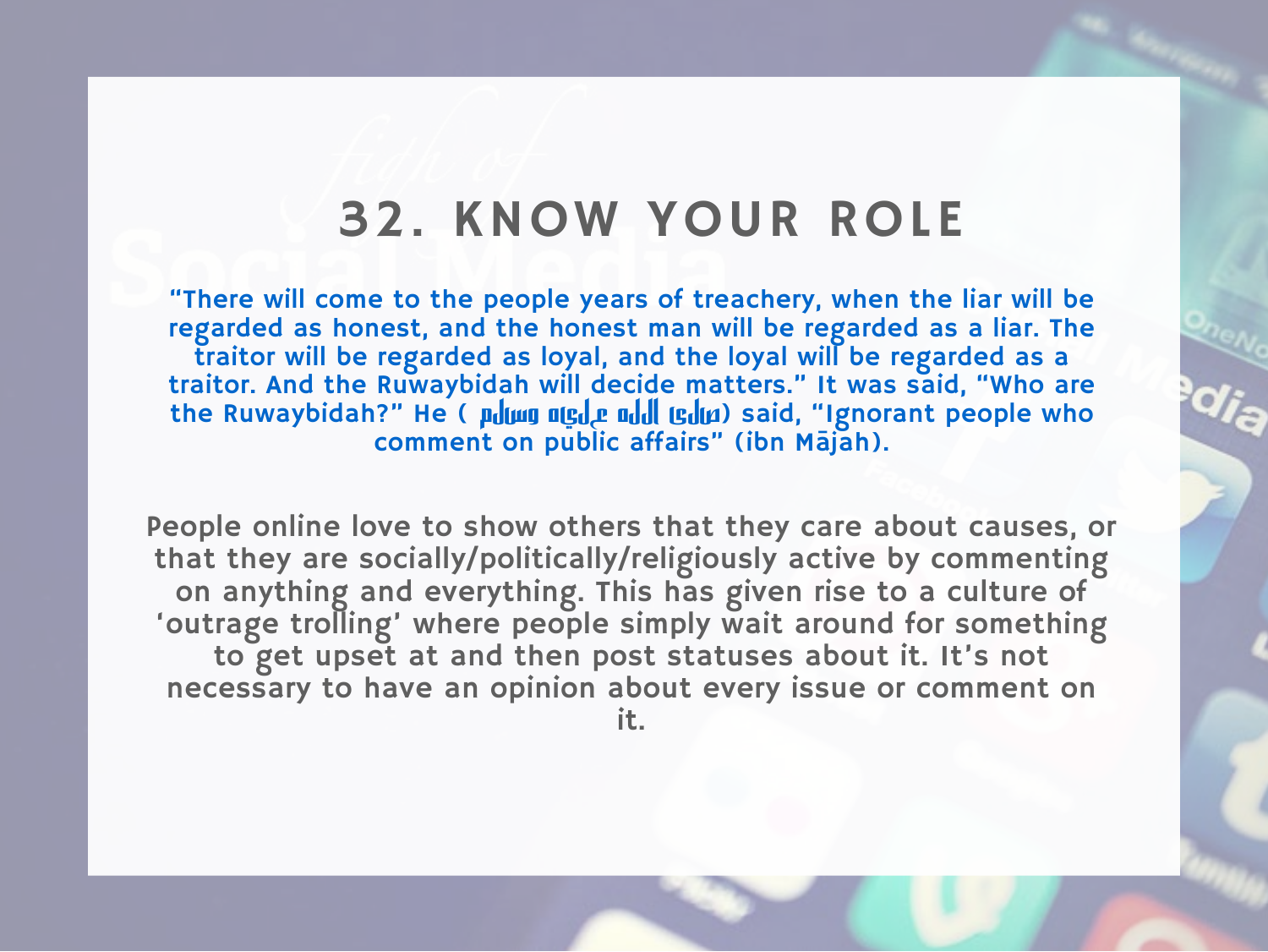# 32. KNOW YOUR ROLE

"There will come to the people years of treachery, when the liar will be regarded as honest, and the honest man will be regarded as a liar. The traitor will be regarded as loyal, and the loyal will be regarded as a traitor. And the Ruwaybidah will decide matters." It was said, "Who are the Ruwaybidah?" He (صلى الله عليه وسلم) said, "Ignorant people who comment on public affairs" (ibn Mājah).

People online love to show others that they care about causes, or that they are socially/politically/religiously active by commenting on anything and everything. This has given rise to a culture of 'outrage trolling' where people simply wait around for something to get upset at and then post statuses about it. It's not necessary to have an opinion about every issue or comment on it.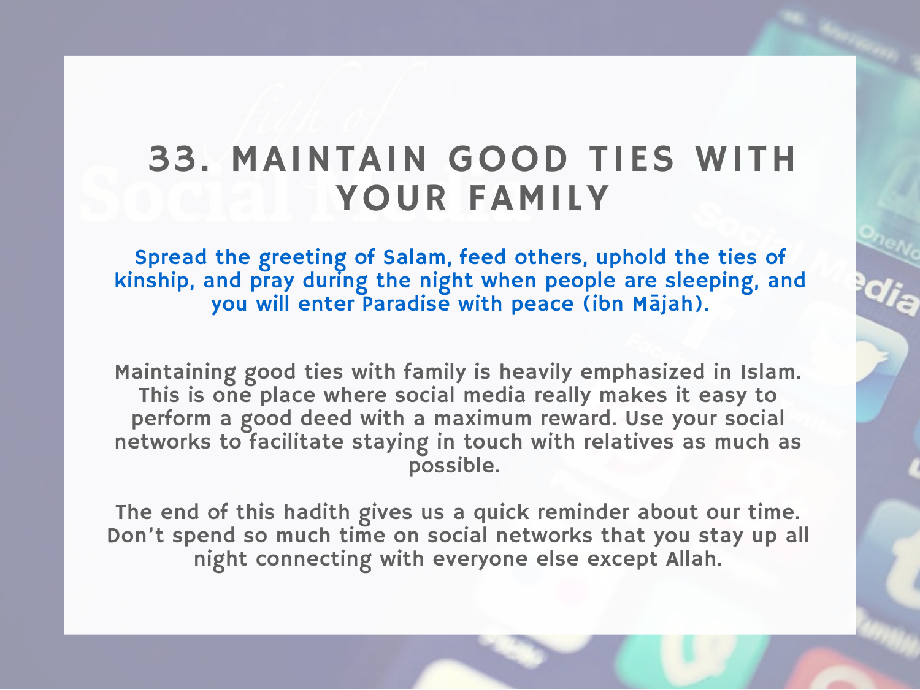# 33. MAINTAIN GOOD TIES WITH YOUR FAMILY

Spread the greeting of Salam, feed others, uphold the ties of kinship, and pray during the night when people are sleeping, and you will enter Paradise with peace (ibn Mājah).

Maintaining good ties with family is heavily emphasized in Islam. This is one place where social media really makes it easy to perform a good deed with a maximum reward. Use your social networks to facilitate staying in touch with relatives as much as possible.

The end of this hadith gives us a quick reminder about our time. Don't spend so much time on social networks that you stay up all night connecting with everyone else except Allah.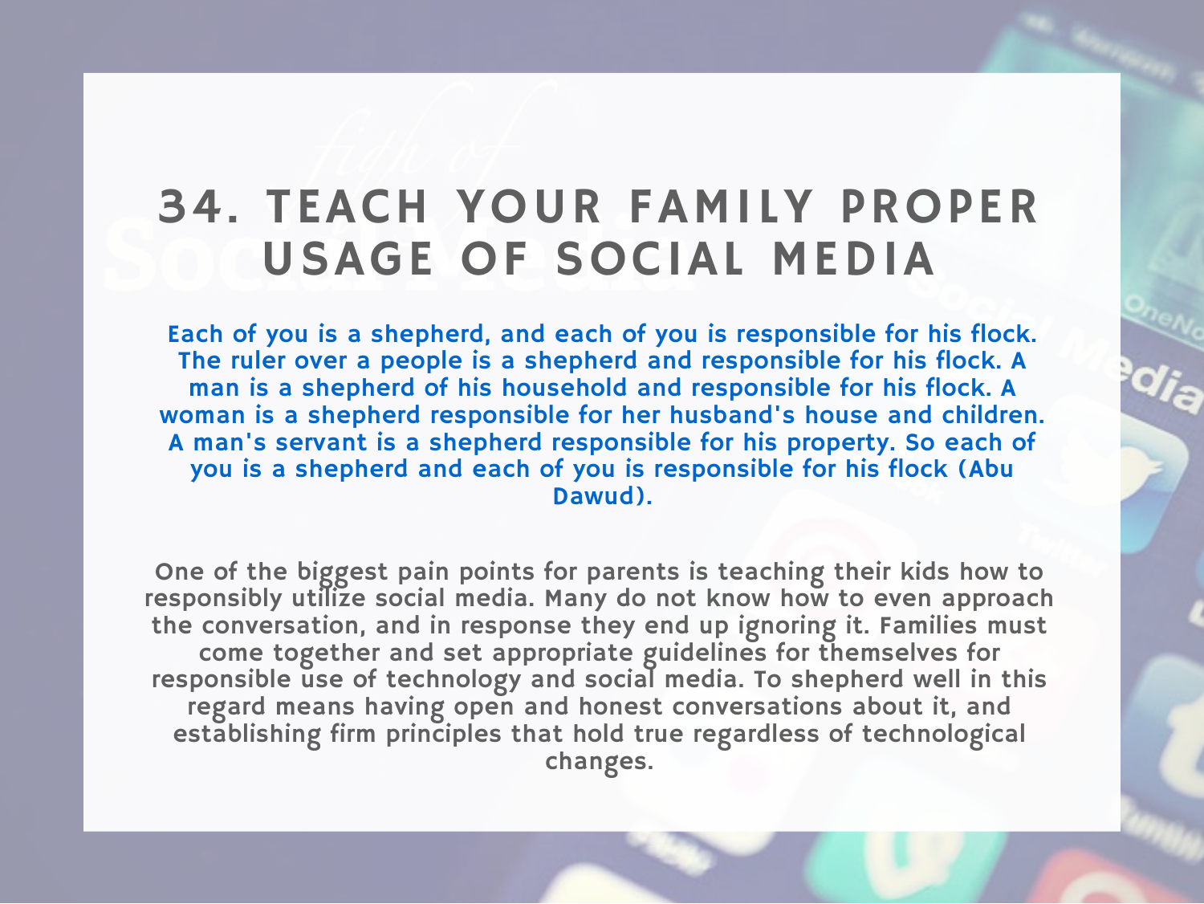# 34. TEACH YOUR FAMILY PROPER USAGE OF SOCIAL MEDIA

**Each of you is a shepherd, and each of you is responsible for his flock. The ruler over a people is a shepherd and responsible for his flock. A man is a shepherd of his household and responsible for his flock. A woman is a shepherd responsible for her husband's house and children. A man's servant is a shepherd responsible for his property. So each of you is a shepherd and each of you is responsible for his flock (Abu Dawud).**

One of the biggest pain points for parents is teaching their kids how to responsibly utilize social media. Many do not know how to even approach the conversation, and in response they end up ignoring it. Families must come together and set appropriate guidelines for themselves for responsible use of technology and social media. To shepherd well in this regard means having open and honest conversations about it, and establishing firm principles that hold true regardless of technological changes.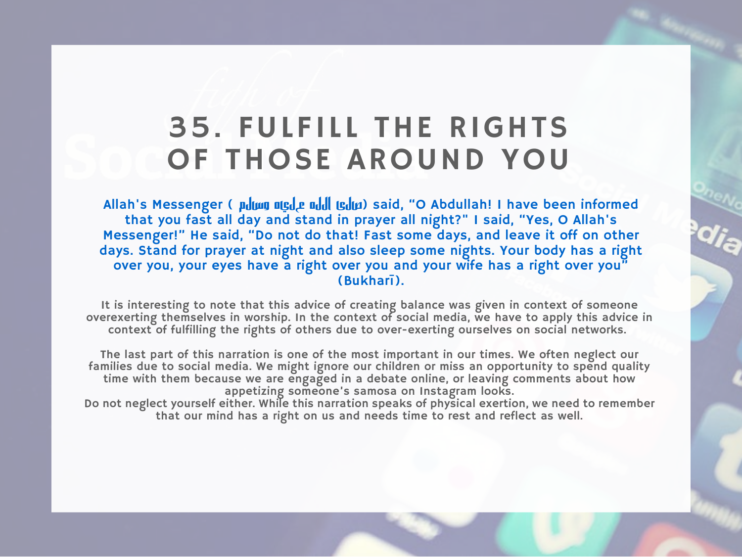# 35. FULFILL THE RIGHTS OF THOSE AROUND YOU

Allah's Messenger (صلى الله عليه وسلم) said, "O Abdullah! I have been informed that you fast all day and stand in prayer all night?" I said, "Yes, O Allah's Messenger!" He said, "Do not do that! Fast some days, and leave it off on other days. Stand for prayer at night and also sleep some nights. Your body has a right over you, your eyes have a right over you and your wife has a right over you" (Bukharī).

It is interesting to note that this advice of creating balance was given in context of someone overexerting themselves in worship. In the context of social media, we have to apply this advice in context of fulfilling the rights of others due to over-exerting ourselves on social networks.

The last part of this narration is one of the most important in our times. We often neglect our families due to social media. We might ignore our children or miss an opportunity to spend quality time with them because we are engaged in a debate online, or leaving comments about how appetizing someone's samosa on Instagram looks.

Do not neglect yourself either. While this narration speaks of physical exertion, we need to remember that our mind has a right on us and needs time to rest and reflect as well.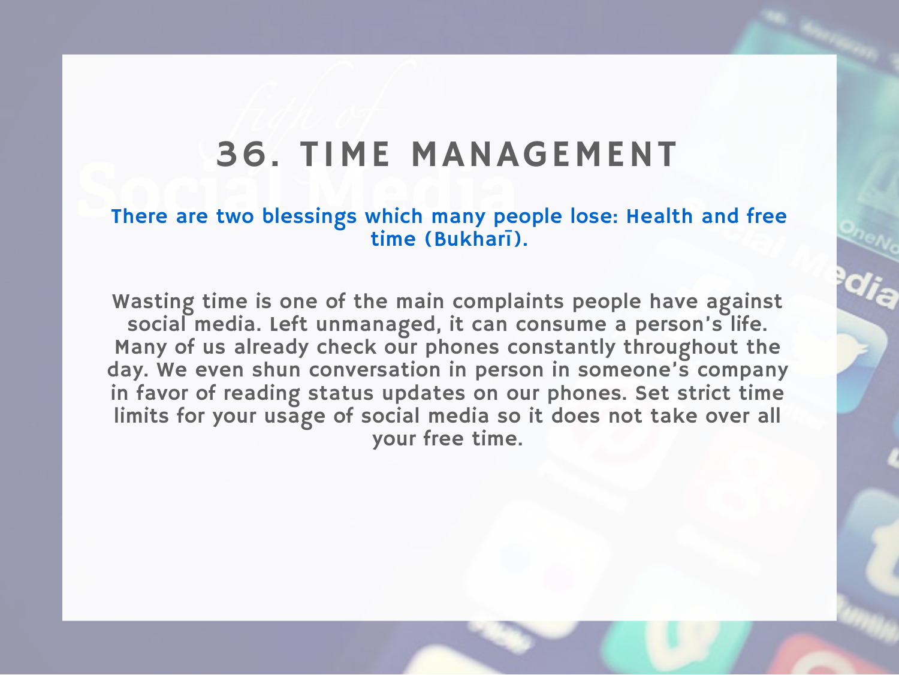# 36. TIME MANAGEMENT

**There are two blessings which many people lose: Health and free time (Bukharī).**

Wasting time is one of the main complaints people have against social media. Left unmanaged, it can consume a person's life. Many of us already check our phones constantly throughout the day. We even shun conversation in person in someone's company in favor of reading status updates on our phones. Set strict time limits for your usage of social media so it does not take over all your free time.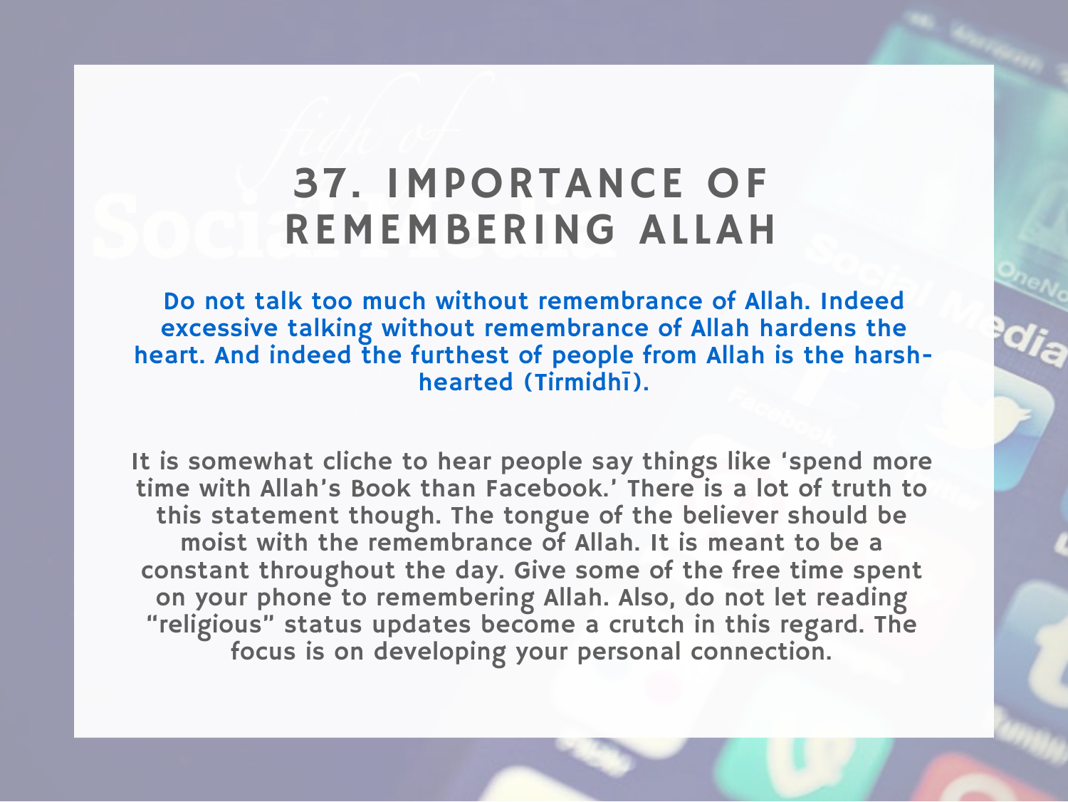# 37. IMPORTANCE OF REMEMBERING ALLAH

**Do not talk too much without remembrance of Allah. Indeed excessive talking without remembrance of Allah hardens the heart. And indeed the furthest of people from Allah is the harsh-hearted (Tirmidhī).**

It is somewhat cliche to hear people say things like 'spend more time with Allah's Book than Facebook.' There is a lot of truth to this statement though. The tongue of the believer should be moist with the remembrance of Allah. It is meant to be a constant throughout the day. Give some of the free time spent on your phone to remembering Allah. Also, do not let reading "religious" status updates become a crutch in this regard. The focus is on developing your personal connection.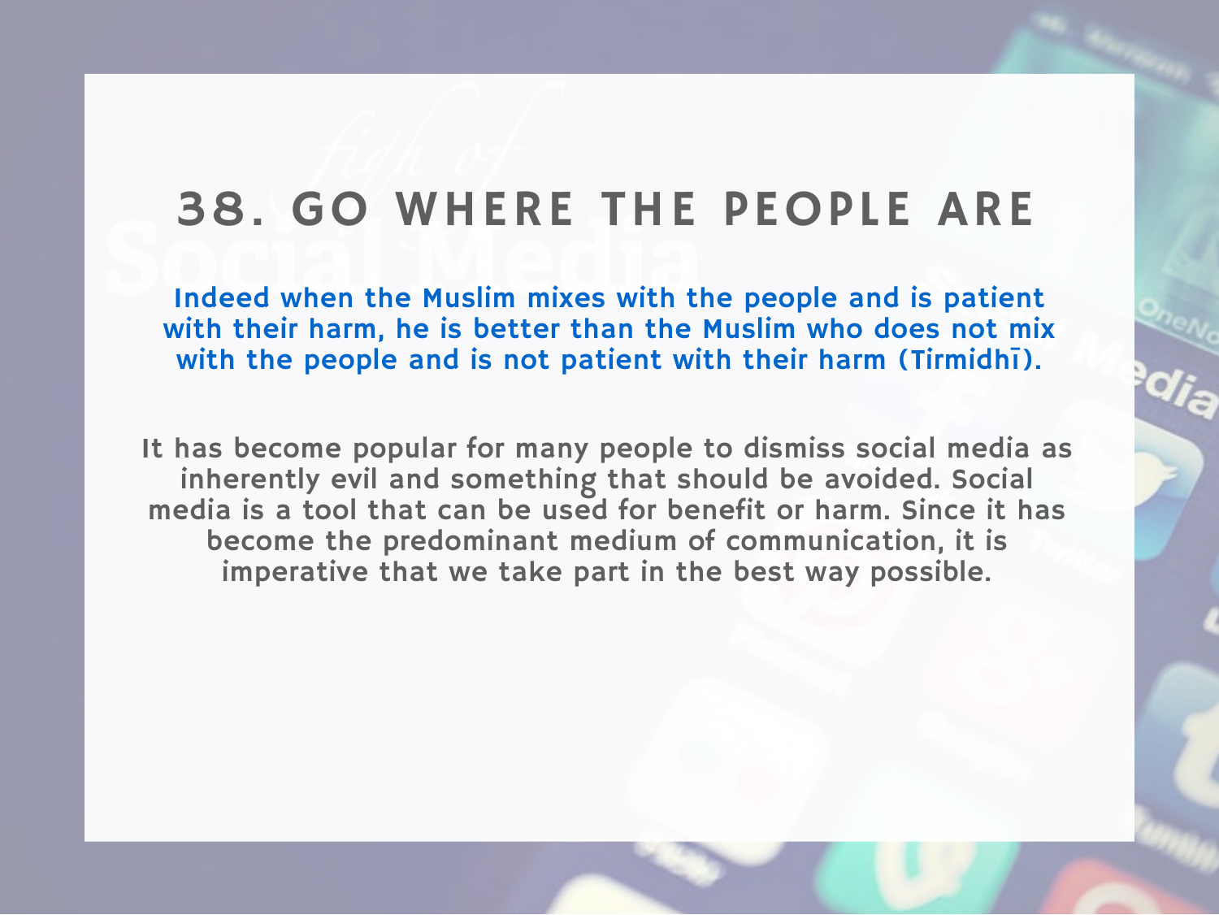# 38. GO WHERE THE PEOPLE ARE

**Indeed when the Muslim mixes with the people and is patient with their harm, he is better than the Muslim who does not mix with the people and is not patient with their harm (Tirmidhī).**

It has become popular for many people to dismiss social media as inherently evil and something that should be avoided. Social media is a tool that can be used for benefit or harm. Since it has become the predominant medium of communication, it is imperative that we take part in the best way possible.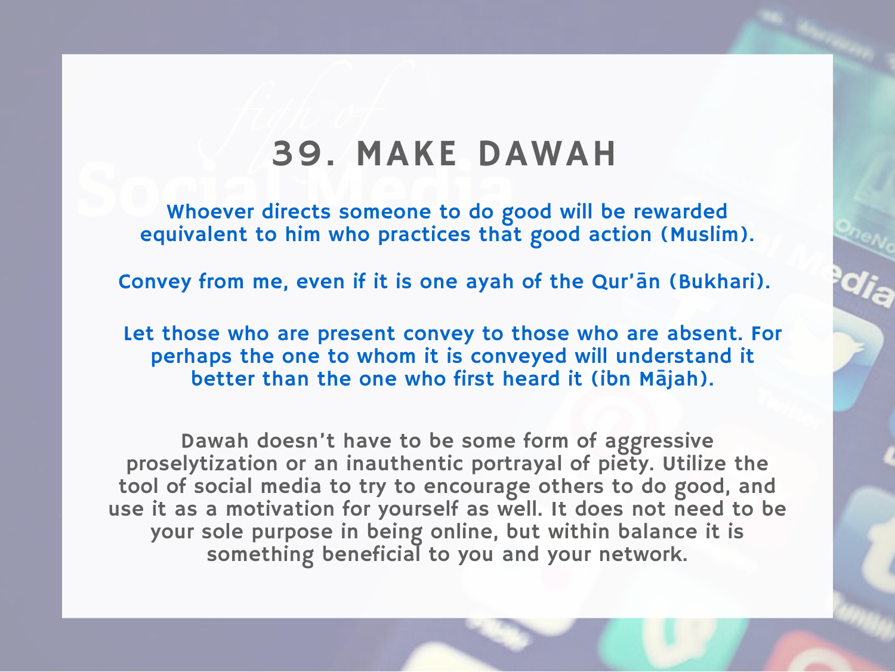# 39. MAKE DAWAH

Whoever directs someone to do good will be rewarded equivalent to him who practices that good action (Muslim).

Convey from me, even if it is one ayah of the Qur'ān (Bukhari).

Let those who are present convey to those who are absent. For perhaps the one to whom it is conveyed will understand it better than the one who first heard it (ibn Mājah).

Dawah doesn't have to be some form of aggressive proselytization or an inauthentic portrayal of piety. Utilize the tool of social media to try to encourage others to do good, and use it as a motivation for yourself as well. It does not need to be your sole purpose in being online, but within balance it is something beneficial to you and your network.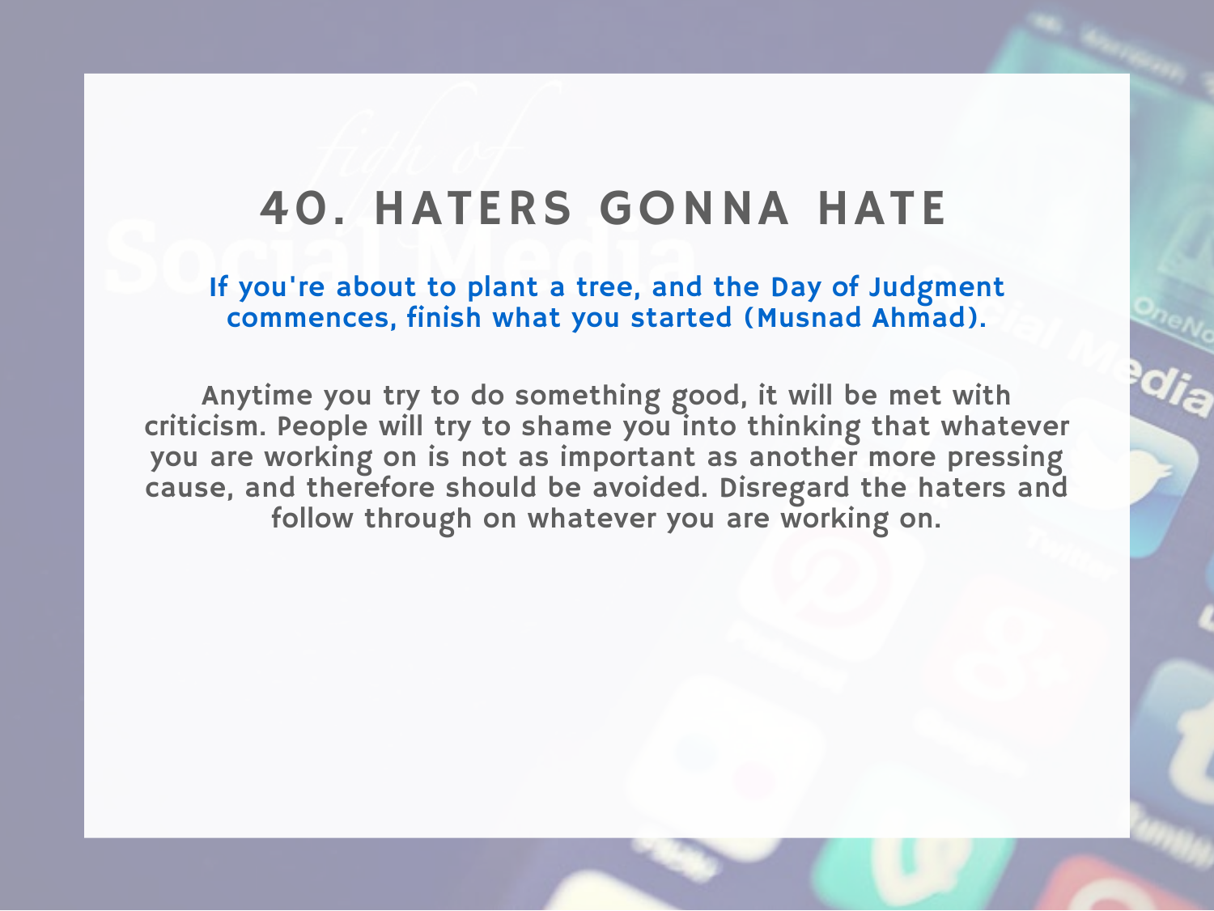# 40. HATERS GONNA HATE

**If you're about to plant a tree, and the Day of Judgment commences, finish what you started (Musnad Ahmad).**

Anytime you try to do something good, it will be met with criticism. People will try to shame you into thinking that whatever you are working on is not as important as another more pressing cause, and therefore should be avoided. Disregard the haters and follow through on whatever you are working on.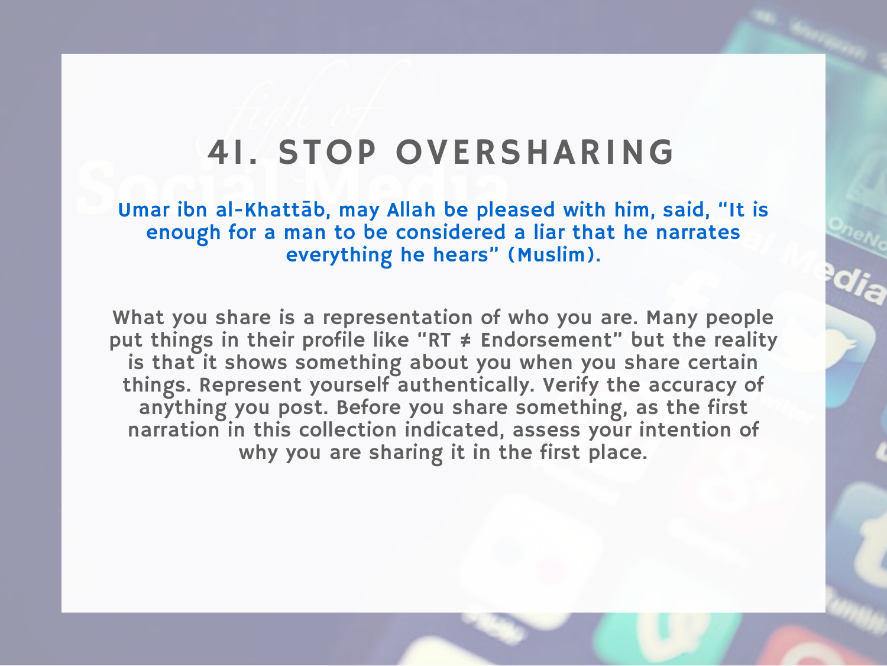# 41. STOP OVERSHARING

Umar ibn al-Khattāb, may Allah be pleased with him, said, "It is enough for a man to be considered a liar that he narrates everything he hears" (Muslim).

What you share is a representation of who you are. Many people put things in their profile like "RT ≠ Endorsement" but the reality is that it shows something about you when you share certain things. Represent yourself authentically. Verify the accuracy of anything you post. Before you share something, as the first narration in this collection indicated, assess your intention of why you are sharing it in the first place.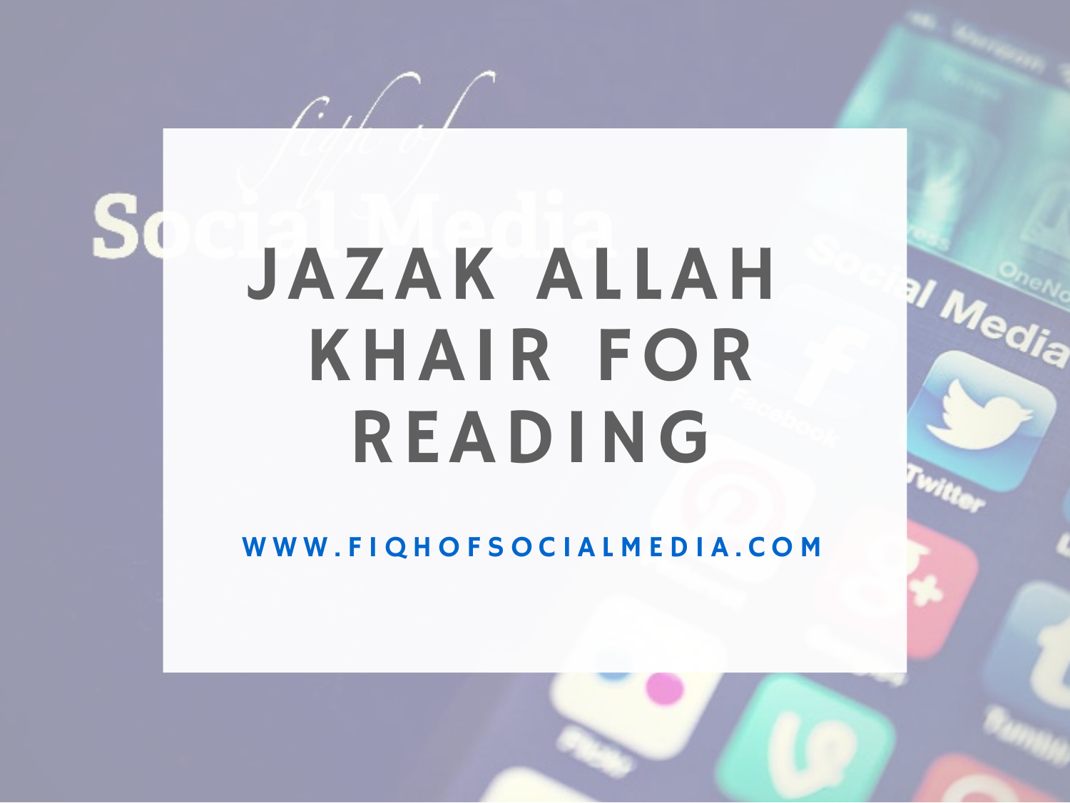# JAZAK ALLAH KHAIR FOR READING

WWW.FIQHOFSOCIALMEDIA.COM